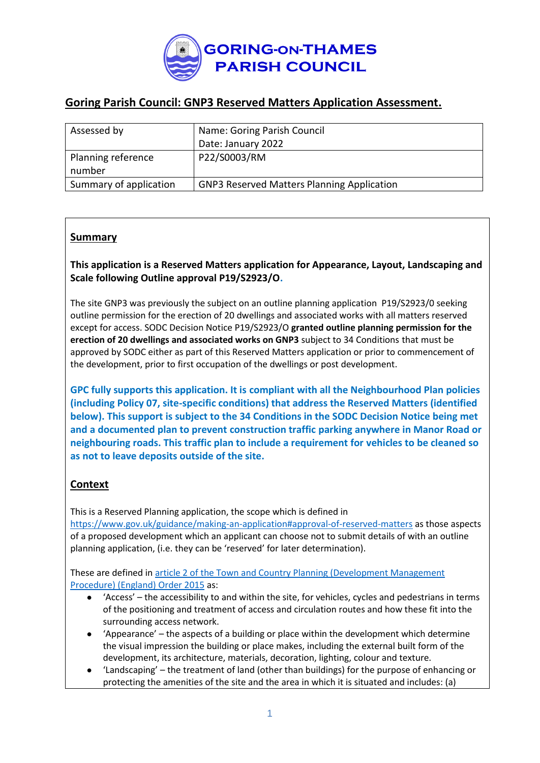# GORING-ON-THAMES PARISH COUNCIL

## Goring Parish Council: GNP3 Reserved Matters Application Assessment.

| Assessed by | Name: Goring Parish Council<br>Date: January 2022 |
|---|---|
| Planning reference number | P22/S0003/RM |
| Summary of application | GNP3 Reserved Matters Planning Application |

### Summary

**This application is a Reserved Matters application for Appearance, Layout, Landscaping and Scale following Outline approval P19/S2923/O.**

The site GNP3 was previously the subject on an outline planning application P19/S2923/0 seeking outline permission for the erection of 20 dwellings and associated works with all matters reserved except for access. SODC Decision Notice P19/S2923/O **granted outline planning permission for the erection of 20 dwellings and associated works on GNP3** subject to 34 Conditions that must be approved by SODC either as part of this Reserved Matters application or prior to commencement of the development, prior to first occupation of the dwellings or post development.

**GPC fully supports this application. It is compliant with all the Neighbourhood Plan policies (including Policy 07, site-specific conditions) that address the Reserved Matters (identified below). This support is subject to the 34 Conditions in the SODC Decision Notice being met and a documented plan to prevent construction traffic parking anywhere in Manor Road or neighbouring roads. This traffic plan to include a requirement for vehicles to be cleaned so as not to leave deposits outside of the site.**

### Context

This is a Reserved Planning application, the scope which is defined in https://www.gov.uk/guidance/making-an-application#approval-of-reserved-matters as those aspects of a proposed development which an applicant can choose not to submit details of with an outline planning application, (i.e. they can be 'reserved' for later determination).

These are defined in article 2 of the Town and Country Planning (Development Management Procedure) (England) Order 2015 as:

- 'Access' – the accessibility to and within the site, for vehicles, cycles and pedestrians in terms of the positioning and treatment of access and circulation routes and how these fit into the surrounding access network.
- 'Appearance' – the aspects of a building or place within the development which determine the visual impression the building or place makes, including the external built form of the development, its architecture, materials, decoration, lighting, colour and texture.
- 'Landscaping' – the treatment of land (other than buildings) for the purpose of enhancing or protecting the amenities of the site and the area in which it is situated and includes: (a)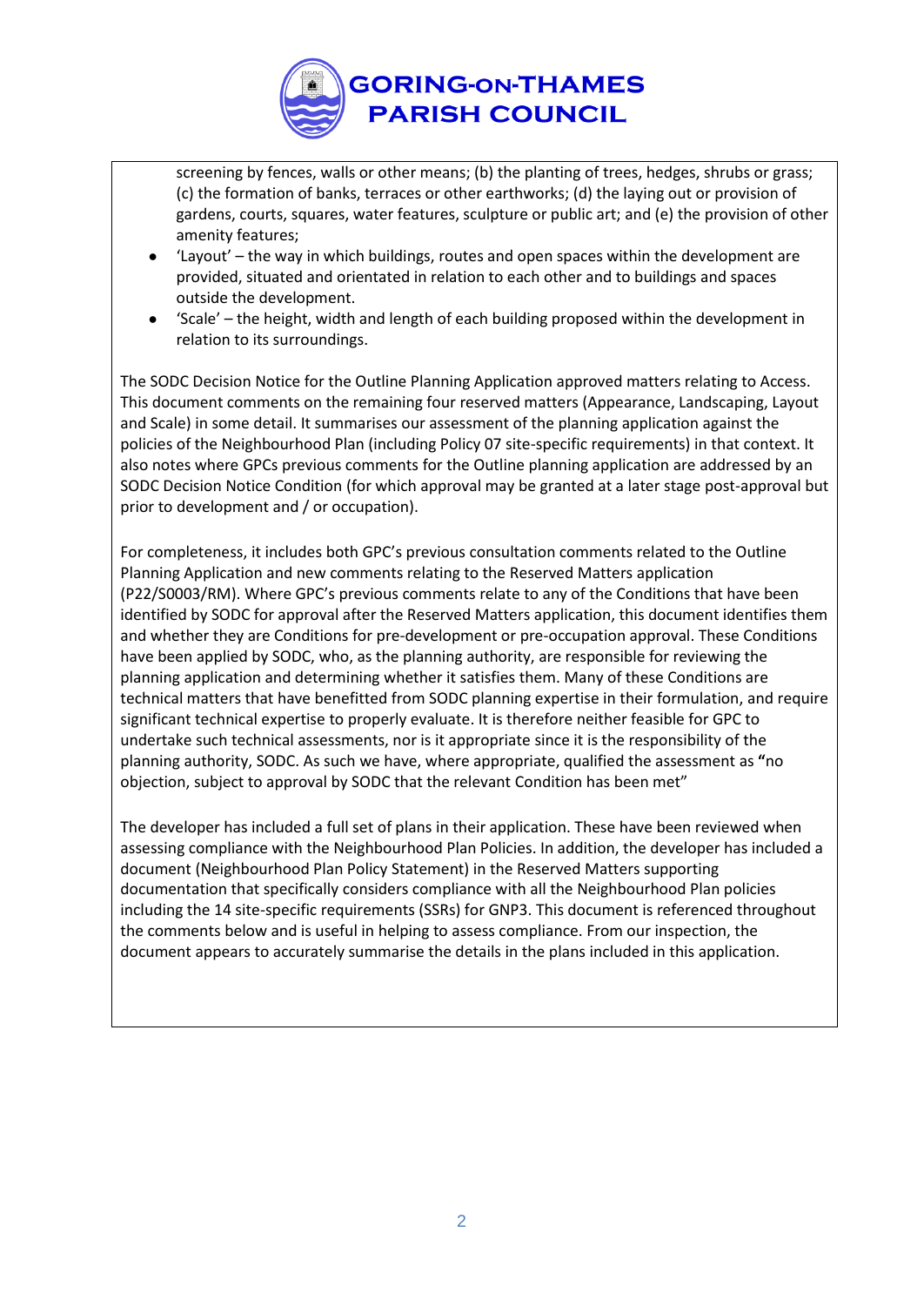screening by fences, walls or other means; (b) the planting of trees, hedges, shrubs or grass; (c) the formation of banks, terraces or other earthworks; (d) the laying out or provision of gardens, courts, squares, water features, sculpture or public art; and (e) the provision of other amenity features;

- 'Layout' – the way in which buildings, routes and open spaces within the development are provided, situated and orientated in relation to each other and to buildings and spaces outside the development.
- 'Scale' – the height, width and length of each building proposed within the development in relation to its surroundings.

The SODC Decision Notice for the Outline Planning Application approved matters relating to Access. This document comments on the remaining four reserved matters (Appearance, Landscaping, Layout and Scale) in some detail. It summarises our assessment of the planning application against the policies of the Neighbourhood Plan (including Policy 07 site-specific requirements) in that context. It also notes where GPCs previous comments for the Outline planning application are addressed by an SODC Decision Notice Condition (for which approval may be granted at a later stage post-approval but prior to development and / or occupation).

For completeness, it includes both GPC's previous consultation comments related to the Outline Planning Application and new comments relating to the Reserved Matters application (P22/S0003/RM). Where GPC's previous comments relate to any of the Conditions that have been identified by SODC for approval after the Reserved Matters application, this document identifies them and whether they are Conditions for pre-development or pre-occupation approval. These Conditions have been applied by SODC, who, as the planning authority, are responsible for reviewing the planning application and determining whether it satisfies them. Many of these Conditions are technical matters that have benefitted from SODC planning expertise in their formulation, and require significant technical expertise to properly evaluate. It is therefore neither feasible for GPC to undertake such technical assessments, nor is it appropriate since it is the responsibility of the planning authority, SODC. As such we have, where appropriate, qualified the assessment as **"**no objection, subject to approval by SODC that the relevant Condition has been met"

The developer has included a full set of plans in their application. These have been reviewed when assessing compliance with the Neighbourhood Plan Policies. In addition, the developer has included a document (Neighbourhood Plan Policy Statement) in the Reserved Matters supporting documentation that specifically considers compliance with all the Neighbourhood Plan policies including the 14 site-specific requirements (SSRs) for GNP3. This document is referenced throughout the comments below and is useful in helping to assess compliance. From our inspection, the document appears to accurately summarise the details in the plans included in this application.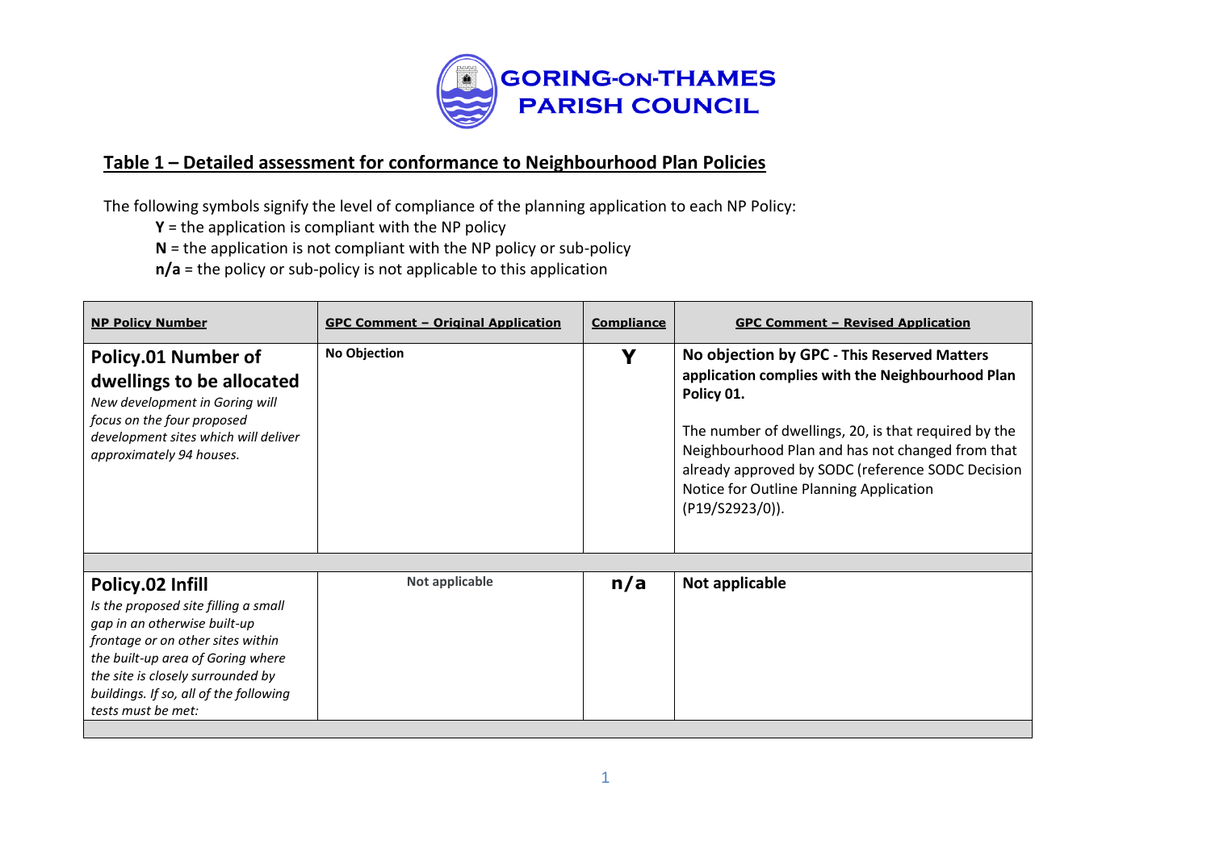**GORING-ON-THAMES PARISH COUNCIL**

## Table 1 – Detailed assessment for conformance to Neighbourhood Plan Policies

The following symbols signify the level of compliance of the planning application to each NP Policy:

- **Y** = the application is compliant with the NP policy
- **N** = the application is not compliant with the NP policy or sub-policy
- **n/a** = the policy or sub-policy is not applicable to this application

| NP Policy Number | GPC Comment – Original Application | Compliance | GPC Comment – Revised Application |
|---|---|---|---|
| **Policy.01 Number of dwellings to be allocated** *New development in Goring will focus on the four proposed development sites which will deliver approximately 94 houses.* | **No Objection** | **Y** | **No objection by GPC - This Reserved Matters application complies with the Neighbourhood Plan Policy 01.** The number of dwellings, 20, is that required by the Neighbourhood Plan and has not changed from that already approved by SODC (reference SODC Decision Notice for Outline Planning Application (P19/S2923/0)). |
| | | | |
| **Policy.02 Infill** *Is the proposed site filling a small gap in an otherwise built-up frontage or on other sites within the built-up area of Goring where the site is closely surrounded by buildings. If so, all of the following tests must be met:* | **Not applicable** | **n/a** | **Not applicable** |
| | | | |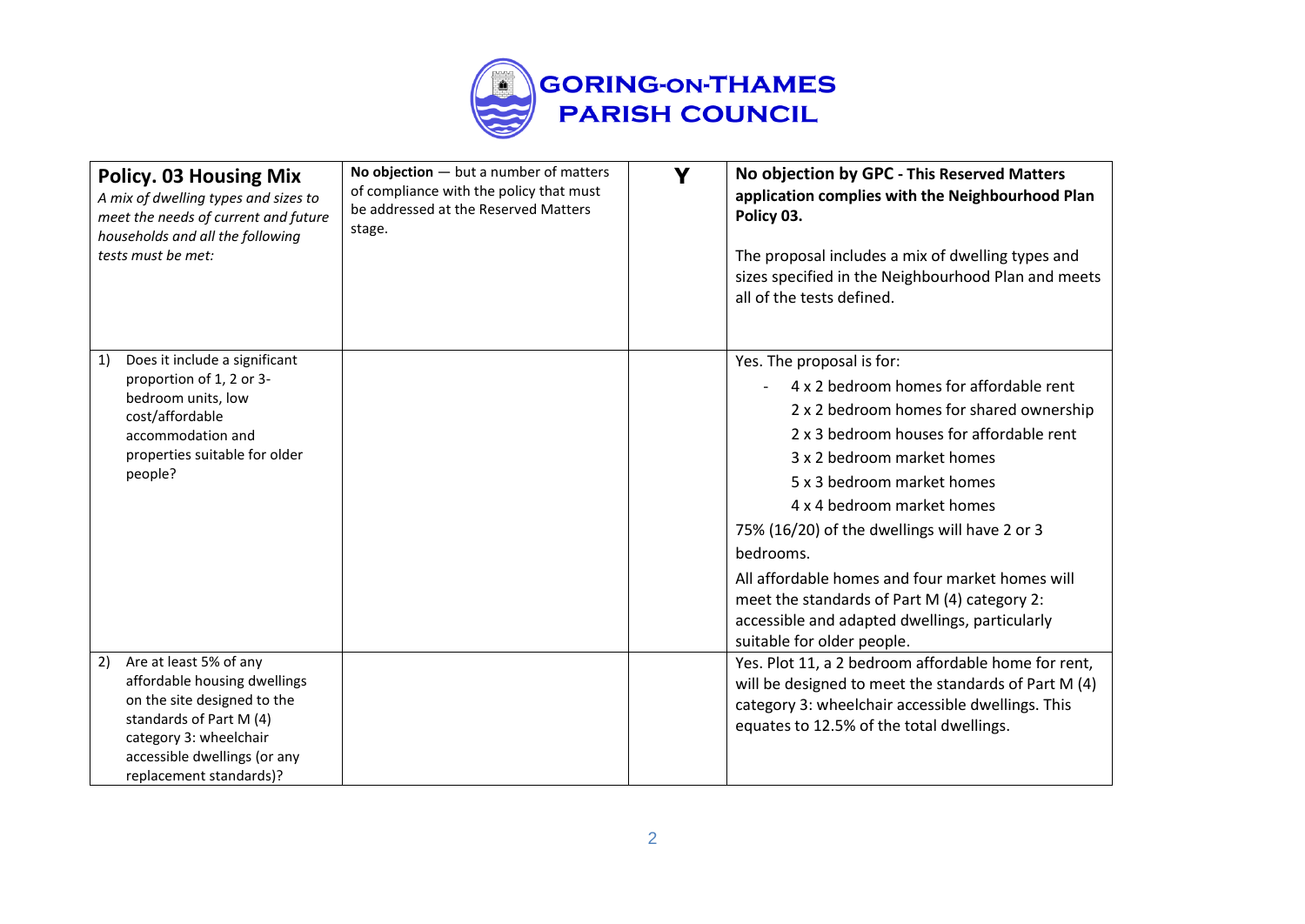# GORING-ON-THAMES PARISH COUNCIL

| **Policy. 03 Housing Mix** *A mix of dwelling types and sizes to meet the needs of current and future households and all the following tests must be met:* | **No objection** — but a number of matters of compliance with the policy that must be addressed at the Reserved Matters stage. | **Y** | **No objection by GPC - This Reserved Matters application complies with the Neighbourhood Plan Policy 03.**<br><br>The proposal includes a mix of dwelling types and sizes specified in the Neighbourhood Plan and meets all of the tests defined. |
|---|---|---|---|
| 1) Does it include a significant proportion of 1, 2 or 3-bedroom units, low cost/affordable accommodation and properties suitable for older people? | | | Yes. The proposal is for:<br>- 4 x 2 bedroom homes for affordable rent<br>2 x 2 bedroom homes for shared ownership<br>2 x 3 bedroom houses for affordable rent<br>3 x 2 bedroom market homes<br>5 x 3 bedroom market homes<br>4 x 4 bedroom market homes<br><br>75% (16/20) of the dwellings will have 2 or 3 bedrooms.<br><br>All affordable homes and four market homes will meet the standards of Part M (4) category 2: accessible and adapted dwellings, particularly suitable for older people. |
| 2) Are at least 5% of any affordable housing dwellings on the site designed to the standards of Part M (4) category 3: wheelchair accessible dwellings (or any replacement standards)? | | | Yes. Plot 11, a 2 bedroom affordable home for rent, will be designed to meet the standards of Part M (4) category 3: wheelchair accessible dwellings. This equates to 12.5% of the total dwellings. |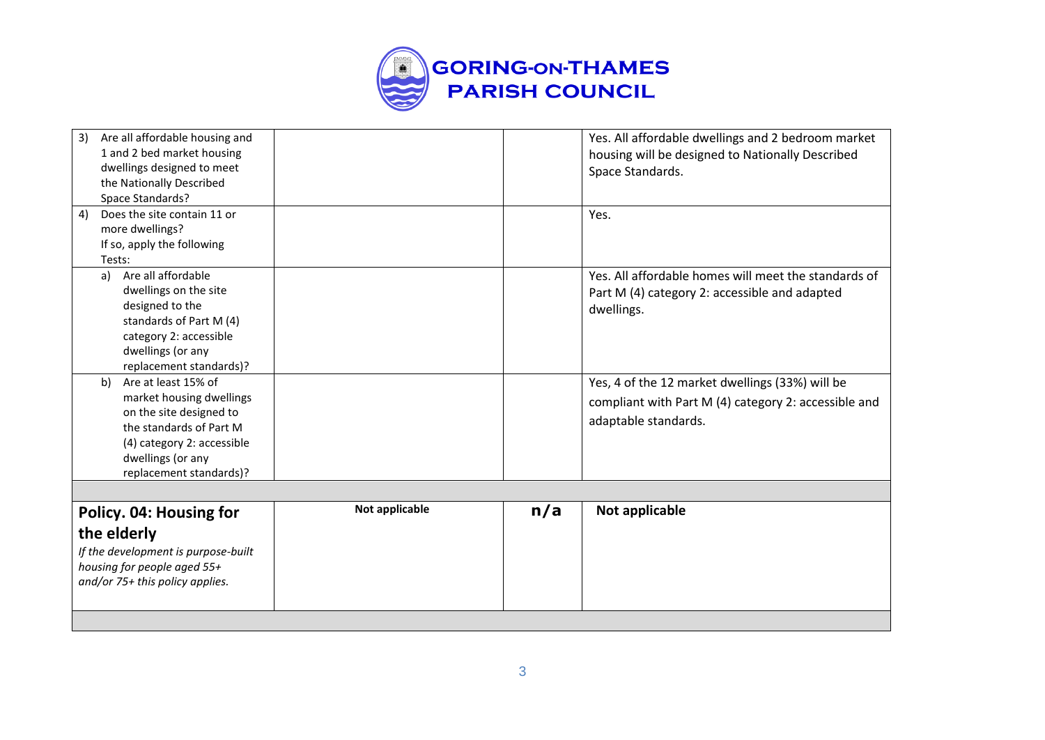| | | | |
|---|---|---|---|
| 3) Are all affordable housing and 1 and 2 bed market housing dwellings designed to meet the Nationally Described Space Standards? | | | Yes. All affordable dwellings and 2 bedroom market housing will be designed to Nationally Described Space Standards. |
| 4) Does the site contain 11 or more dwellings? If so, apply the following Tests: | | | Yes. |
| a) Are all affordable dwellings on the site designed to the standards of Part M (4) category 2: accessible dwellings (or any replacement standards)? | | | Yes. All affordable homes will meet the standards of Part M (4) category 2: accessible and adapted dwellings. |
| b) Are at least 15% of market housing dwellings on the site designed to the standards of Part M (4) category 2: accessible dwellings (or any replacement standards)? | | | Yes, 4 of the 12 market dwellings (33%) will be compliant with Part M (4) category 2: accessible and adaptable standards. |
| | | | |
| **Policy. 04: Housing for the elderly** *If the development is purpose-built housing for people aged 55+ and/or 75+ this policy applies.* | **Not applicable** | **n/a** | **Not applicable** |
| | | | |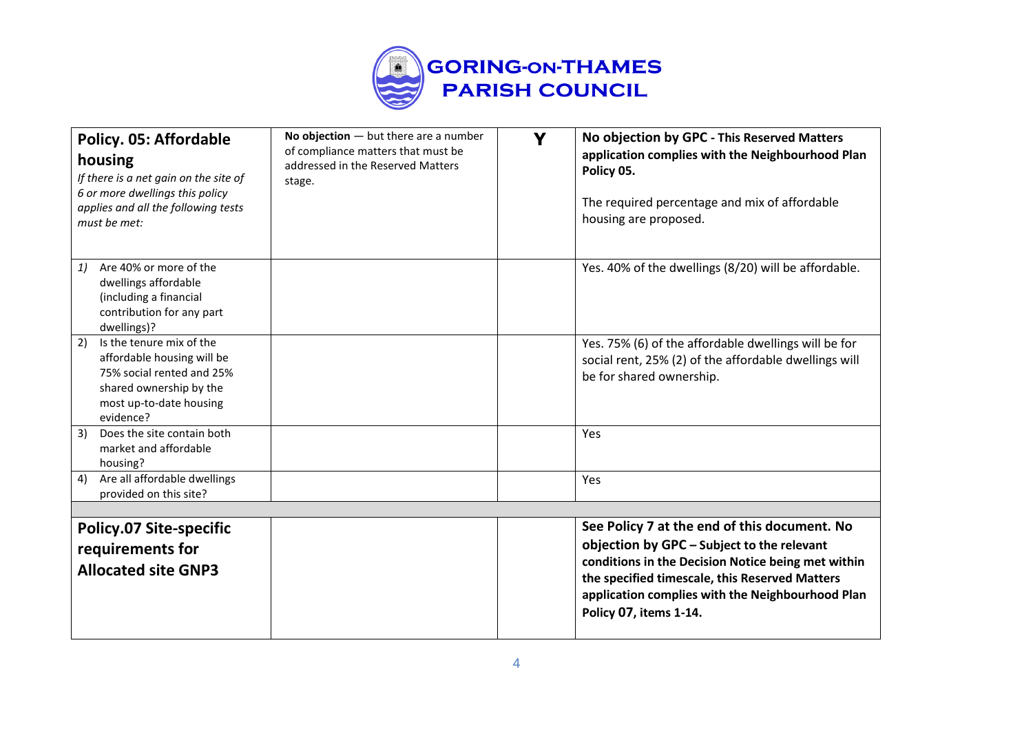| **Policy. 05: Affordable housing** *If there is a net gain on the site of 6 or more dwellings this policy applies and all the following tests must be met:* | **No objection** — but there are a number of compliance matters that must be addressed in the Reserved Matters stage. | **Y** | **No objection by GPC - This Reserved Matters application complies with the Neighbourhood Plan Policy 05.** The required percentage and mix of affordable housing are proposed. |
|---|---|---|---|
| 1) Are 40% or more of the dwellings affordable (including a financial contribution for any part dwellings)? | | | Yes. 40% of the dwellings (8/20) will be affordable. |
| 2) Is the tenure mix of the affordable housing will be 75% social rented and 25% shared ownership by the most up-to-date housing evidence? | | | Yes. 75% (6) of the affordable dwellings will be for social rent, 25% (2) of the affordable dwellings will be for shared ownership. |
| 3) Does the site contain both market and affordable housing? | | | Yes |
| 4) Are all affordable dwellings provided on this site? | | | Yes |
| | | | |
| **Policy.07 Site-specific requirements for Allocated site GNP3** | | | **See Policy 7 at the end of this document. No objection by GPC – Subject to the relevant conditions in the Decision Notice being met within the specified timescale, this Reserved Matters application complies with the Neighbourhood Plan Policy 07, items 1-14.** |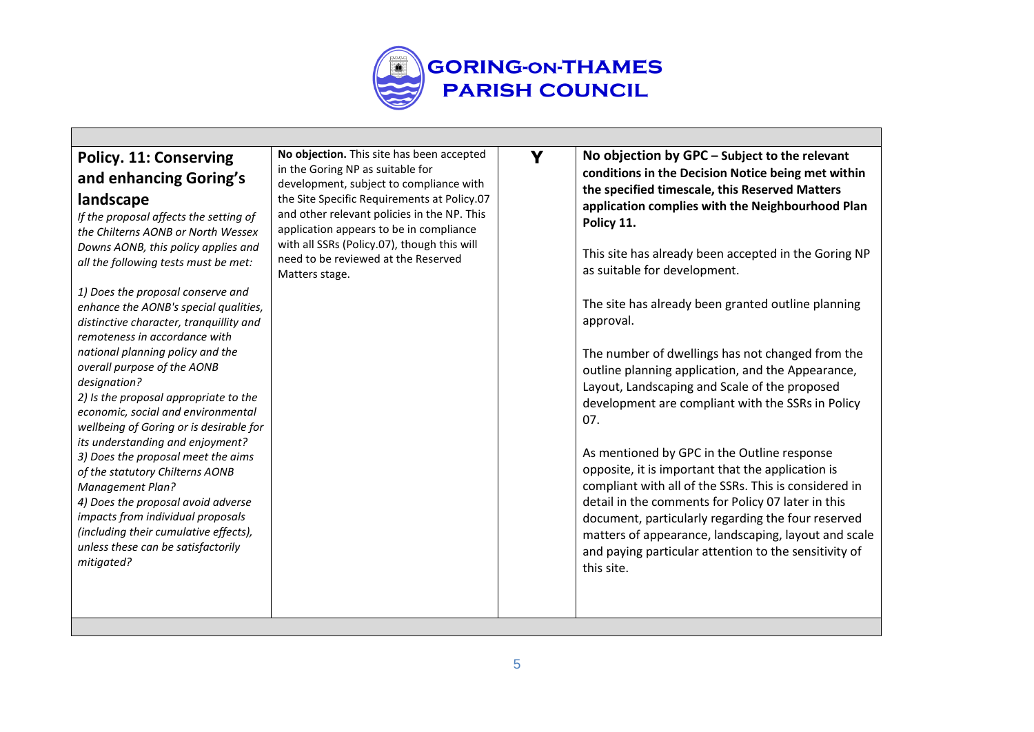| | | | |
|---|---|---|---|
| **Policy. 11: Conserving and enhancing Goring's landscape**<br>*If the proposal affects the setting of the Chilterns AONB or North Wessex Downs AONB, this policy applies and all the following tests must be met:*<br><br>*1) Does the proposal conserve and enhance the AONB's special qualities, distinctive character, tranquillity and remoteness in accordance with national planning policy and the overall purpose of the AONB designation?*<br>*2) Is the proposal appropriate to the economic, social and environmental wellbeing of Goring or is desirable for its understanding and enjoyment?*<br>*3) Does the proposal meet the aims of the statutory Chilterns AONB Management Plan?*<br>*4) Does the proposal avoid adverse impacts from individual proposals (including their cumulative effects), unless these can be satisfactorily mitigated?* | **No objection.** This site has been accepted in the Goring NP as suitable for development, subject to compliance with the Site Specific Requirements at Policy.07 and other relevant policies in the NP. This application appears to be in compliance with all SSRs (Policy.07), though this will need to be reviewed at the Reserved Matters stage. | **Y** | **No objection by GPC – Subject to the relevant conditions in the Decision Notice being met within the specified timescale, this Reserved Matters application complies with the Neighbourhood Plan Policy 11.**<br><br>This site has already been accepted in the Goring NP as suitable for development.<br><br>The site has already been granted outline planning approval.<br><br>The number of dwellings has not changed from the outline planning application, and the Appearance, Layout, Landscaping and Scale of the proposed development are compliant with the SSRs in Policy 07.<br><br>As mentioned by GPC in the Outline response opposite, it is important that the application is compliant with all of the SSRs. This is considered in detail in the comments for Policy 07 later in this document, particularly regarding the four reserved matters of appearance, landscaping, layout and scale and paying particular attention to the sensitivity of this site. |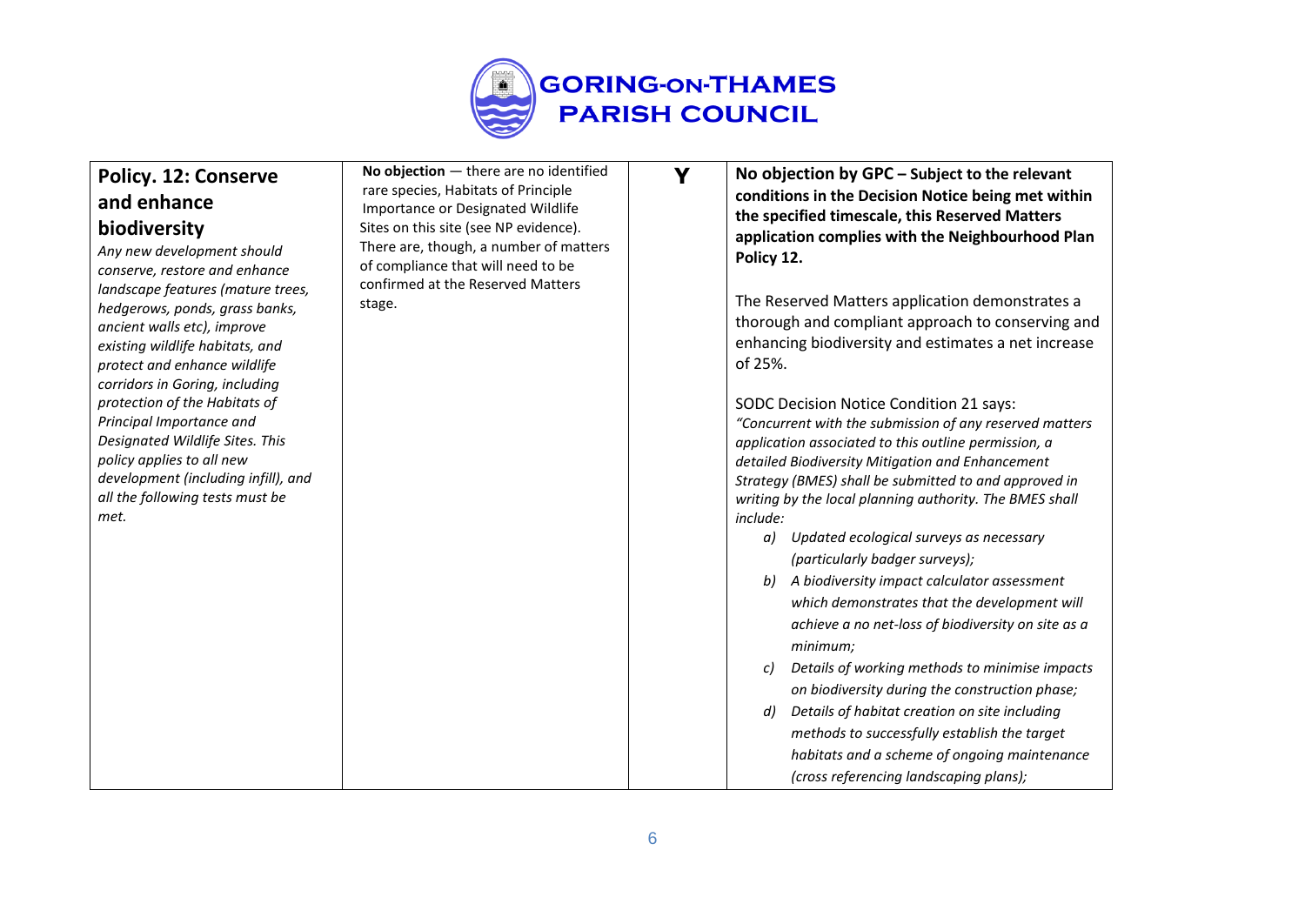| **Policy. 12: Conserve and enhance biodiversity**<br>*Any new development should conserve, restore and enhance landscape features (mature trees, hedgerows, ponds, grass banks, ancient walls etc), improve existing wildlife habitats, and protect and enhance wildlife corridors in Goring, including protection of the Habitats of Principal Importance and Designated Wildlife Sites. This policy applies to all new development (including infill), and all the following tests must be met.* | **No objection** — there are no identified rare species, Habitats of Principle Importance or Designated Wildlife Sites on this site (see NP evidence). There are, though, a number of matters of compliance that will need to be confirmed at the Reserved Matters stage. | **Y** | **No objection by GPC – Subject to the relevant conditions in the Decision Notice being met within the specified timescale, this Reserved Matters application complies with the Neighbourhood Plan Policy 12.**<br><br>The Reserved Matters application demonstrates a thorough and compliant approach to conserving and enhancing biodiversity and estimates a net increase of 25%.<br><br>SODC Decision Notice Condition 21 says:<br>*"Concurrent with the submission of any reserved matters application associated to this outline permission, a detailed Biodiversity Mitigation and Enhancement Strategy (BMES) shall be submitted to and approved in writing by the local planning authority. The BMES shall include:*<br>*a) Updated ecological surveys as necessary (particularly badger surveys);*<br>*b) A biodiversity impact calculator assessment which demonstrates that the development will achieve a no net-loss of biodiversity on site as a minimum;*<br>*c) Details of working methods to minimise impacts on biodiversity during the construction phase;*<br>*d) Details of habitat creation on site including methods to successfully establish the target habitats and a scheme of ongoing maintenance (cross referencing landscaping plans);* |
|---|---|---|---|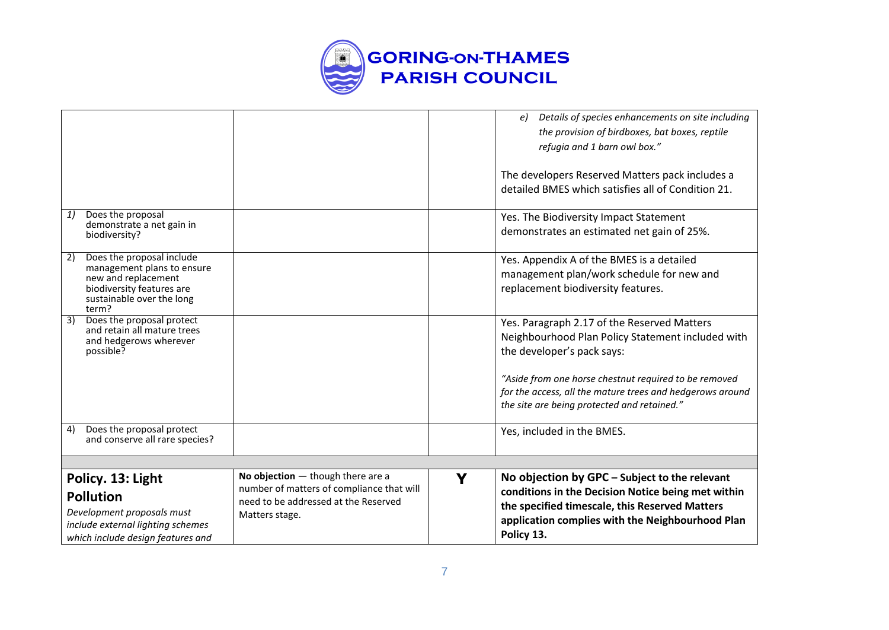| | | | |
|---|---|---|---|
| | | | e) *Details of species enhancements on site including the provision of birdboxes, bat boxes, reptile refugia and 1 barn owl box."*<br><br>The developers Reserved Matters pack includes a detailed BMES which satisfies all of Condition 21. |
| *1)* Does the proposal demonstrate a net gain in biodiversity? | | | Yes. The Biodiversity Impact Statement demonstrates an estimated net gain of 25%. |
| 2) Does the proposal include management plans to ensure new and replacement biodiversity features are sustainable over the long term? | | | Yes. Appendix A of the BMES is a detailed management plan/work schedule for new and replacement biodiversity features. |
| 3) Does the proposal protect and retain all mature trees and hedgerows wherever possible? | | | Yes. Paragraph 2.17 of the Reserved Matters Neighbourhood Plan Policy Statement included with the developer's pack says:<br><br>*"Aside from one horse chestnut required to be removed for the access, all the mature trees and hedgerows around the site are being protected and retained."* |
| 4) Does the proposal protect and conserve all rare species? | | | Yes, included in the BMES. |
| | | | |
| **Policy. 13: Light Pollution**<br>*Development proposals must include external lighting schemes which include design features and* | **No objection** — though there are a number of matters of compliance that will need to be addressed at the Reserved Matters stage. | **Y** | **No objection by GPC – Subject to the relevant conditions in the Decision Notice being met within the specified timescale, this Reserved Matters application complies with the Neighbourhood Plan Policy 13.** |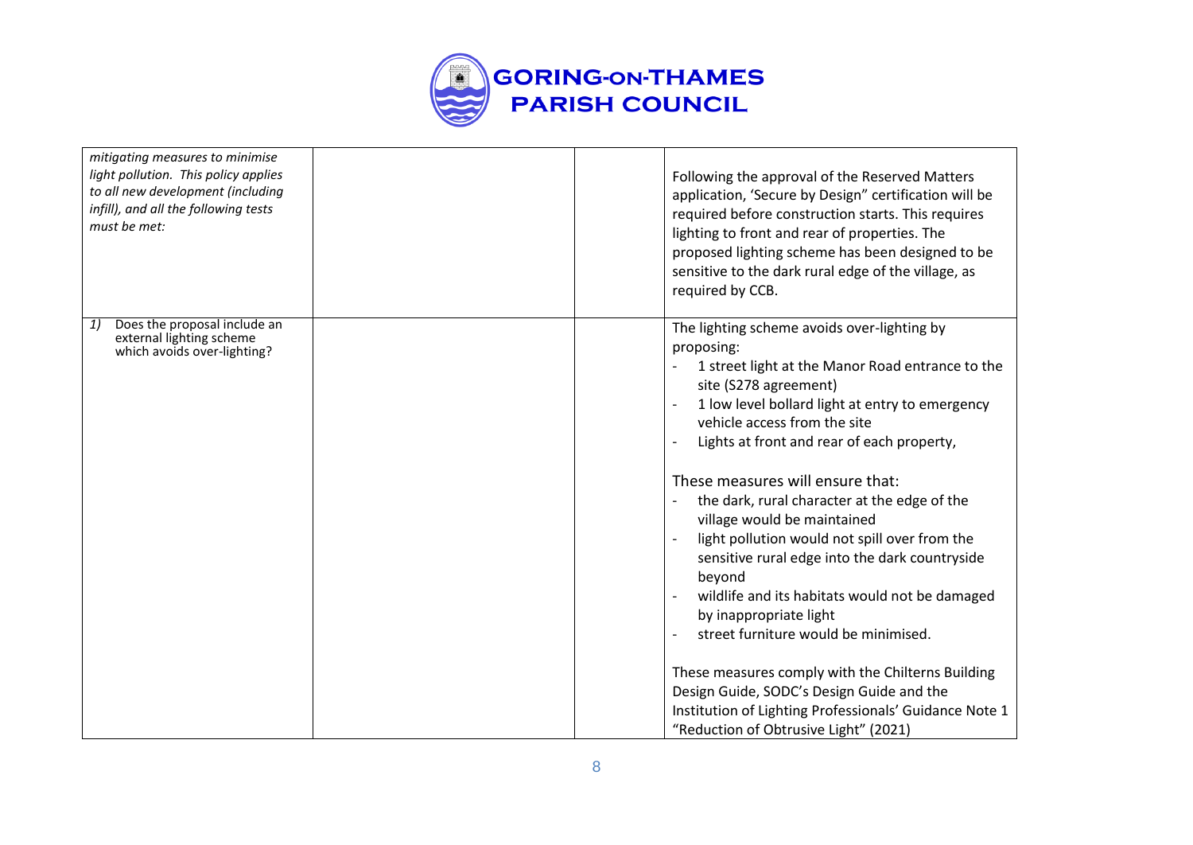| | | | |
|---|---|---|---|
| *mitigating measures to minimise light pollution. This policy applies to all new development (including infill), and all the following tests must be met:* | | | Following the approval of the Reserved Matters application, 'Secure by Design" certification will be required before construction starts. This requires lighting to front and rear of properties. The proposed lighting scheme has been designed to be sensitive to the dark rural edge of the village, as required by CCB. |
| *1)* Does the proposal include an external lighting scheme which avoids over-lighting? | | | The lighting scheme avoids over-lighting by proposing:<br>- 1 street light at the Manor Road entrance to the site (S278 agreement)<br>- 1 low level bollard light at entry to emergency vehicle access from the site<br>- Lights at front and rear of each property,<br><br>These measures will ensure that:<br>- the dark, rural character at the edge of the village would be maintained<br>- light pollution would not spill over from the sensitive rural edge into the dark countryside beyond<br>- wildlife and its habitats would not be damaged by inappropriate light<br>- street furniture would be minimised.<br><br>These measures comply with the Chilterns Building Design Guide, SODC's Design Guide and the Institution of Lighting Professionals' Guidance Note 1 "Reduction of Obtrusive Light" (2021) |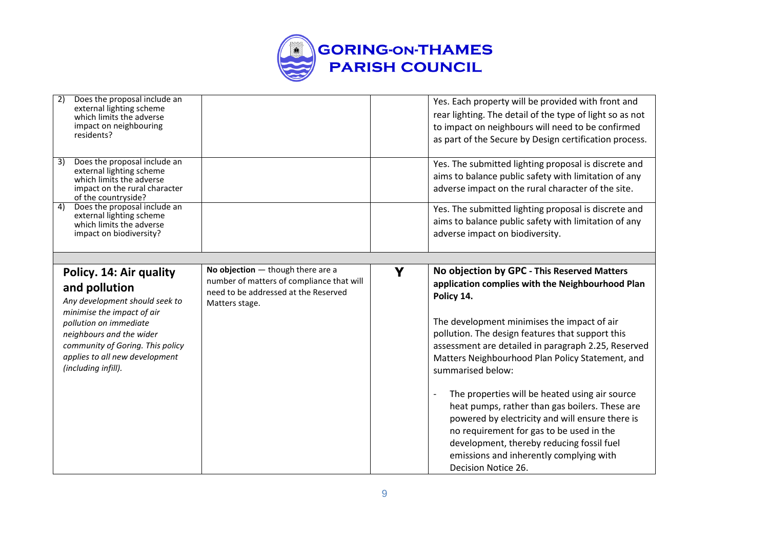# GORING-ON-THAMES PARISH COUNCIL

| | | | |
|---|---|---|---|
| 2) Does the proposal include an external lighting scheme which limits the adverse impact on neighbouring residents? | | | Yes. Each property will be provided with front and rear lighting. The detail of the type of light so as not to impact on neighbours will need to be confirmed as part of the Secure by Design certification process. |
| 3) Does the proposal include an external lighting scheme which limits the adverse impact on the rural character of the countryside? | | | Yes. The submitted lighting proposal is discrete and aims to balance public safety with limitation of any adverse impact on the rural character of the site. |
| 4) Does the proposal include an external lighting scheme which limits the adverse impact on biodiversity? | | | Yes. The submitted lighting proposal is discrete and aims to balance public safety with limitation of any adverse impact on biodiversity. |
| | | | |
| **Policy. 14: Air quality and pollution**<br>*Any development should seek to minimise the impact of air pollution on immediate neighbours and the wider community of Goring. This policy applies to all new development (including infill).* | **No objection** — though there are a number of matters of compliance that will need to be addressed at the Reserved Matters stage. | **Y** | **No objection by GPC - This Reserved Matters application complies with the Neighbourhood Plan Policy 14.**<br><br>The development minimises the impact of air pollution. The design features that support this assessment are detailed in paragraph 2.25, Reserved Matters Neighbourhood Plan Policy Statement, and summarised below:<br><br>- The properties will be heated using air source heat pumps, rather than gas boilers. These are powered by electricity and will ensure there is no requirement for gas to be used in the development, thereby reducing fossil fuel emissions and inherently complying with Decision Notice 26. |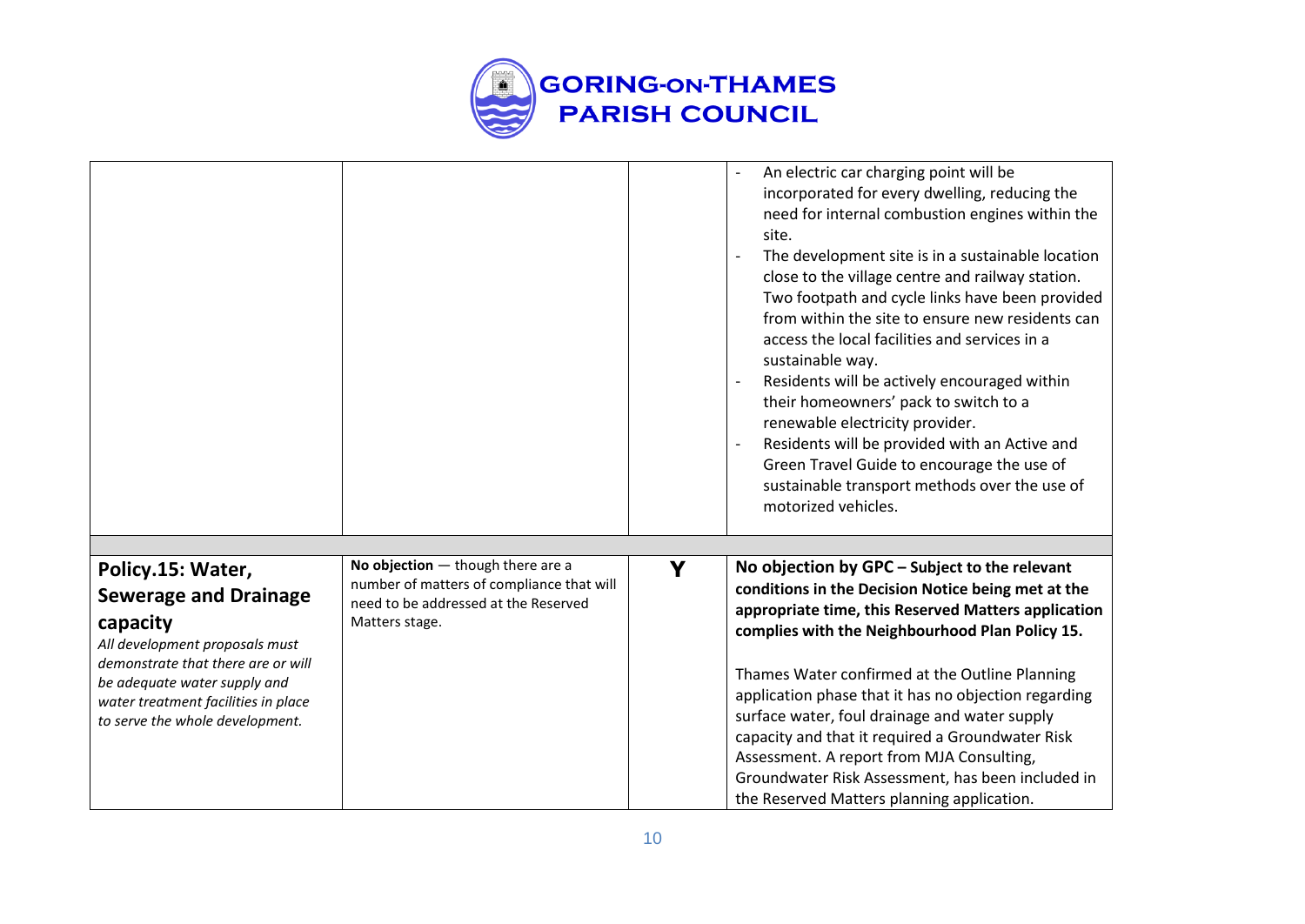| | | | |
|---|---|---|---|
| | | | - An electric car charging point will be incorporated for every dwelling, reducing the need for internal combustion engines within the site.<br>- The development site is in a sustainable location close to the village centre and railway station. Two footpath and cycle links have been provided from within the site to ensure new residents can access the local facilities and services in a sustainable way.<br>- Residents will be actively encouraged within their homeowners' pack to switch to a renewable electricity provider.<br>- Residents will be provided with an Active and Green Travel Guide to encourage the use of sustainable transport methods over the use of motorized vehicles. |
| | | | |
| **Policy.15: Water, Sewerage and Drainage capacity**<br>*All development proposals must demonstrate that there are or will be adequate water supply and water treatment facilities in place to serve the whole development.* | **No objection** — though there are a number of matters of compliance that will need to be addressed at the Reserved Matters stage. | **Y** | **No objection by GPC – Subject to the relevant conditions in the Decision Notice being met at the appropriate time, this Reserved Matters application complies with the Neighbourhood Plan Policy 15.**<br><br>Thames Water confirmed at the Outline Planning application phase that it has no objection regarding surface water, foul drainage and water supply capacity and that it required a Groundwater Risk Assessment. A report from MJA Consulting, Groundwater Risk Assessment, has been included in the Reserved Matters planning application. |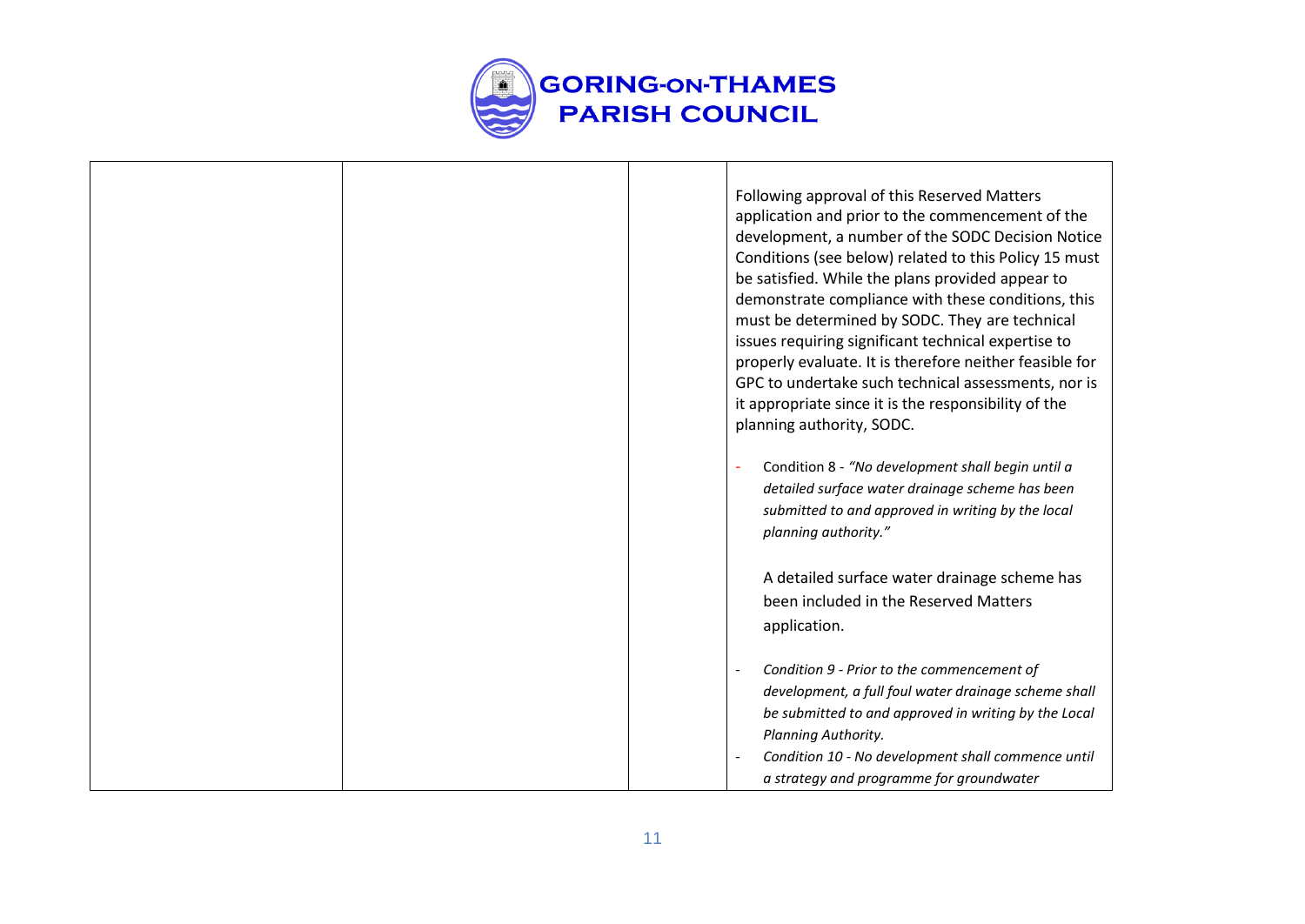| | | | Following approval of this Reserved Matters application and prior to the commencement of the development, a number of the SODC Decision Notice Conditions (see below) related to this Policy 15 must be satisfied. While the plans provided appear to demonstrate compliance with these conditions, this must be determined by SODC. They are technical issues requiring significant technical expertise to properly evaluate. It is therefore neither feasible for GPC to undertake such technical assessments, nor is it appropriate since it is the responsibility of the planning authority, SODC.<br><br>- Condition 8 - *"No development shall begin until a detailed surface water drainage scheme has been submitted to and approved in writing by the local planning authority."*<br><br>A detailed surface water drainage scheme has been included in the Reserved Matters application.<br><br>- *Condition 9 - Prior to the commencement of development, a full foul water drainage scheme shall be submitted to and approved in writing by the Local Planning Authority.*<br>- *Condition 10 - No development shall commence until a strategy and programme for groundwater* |
|---|---|---|---|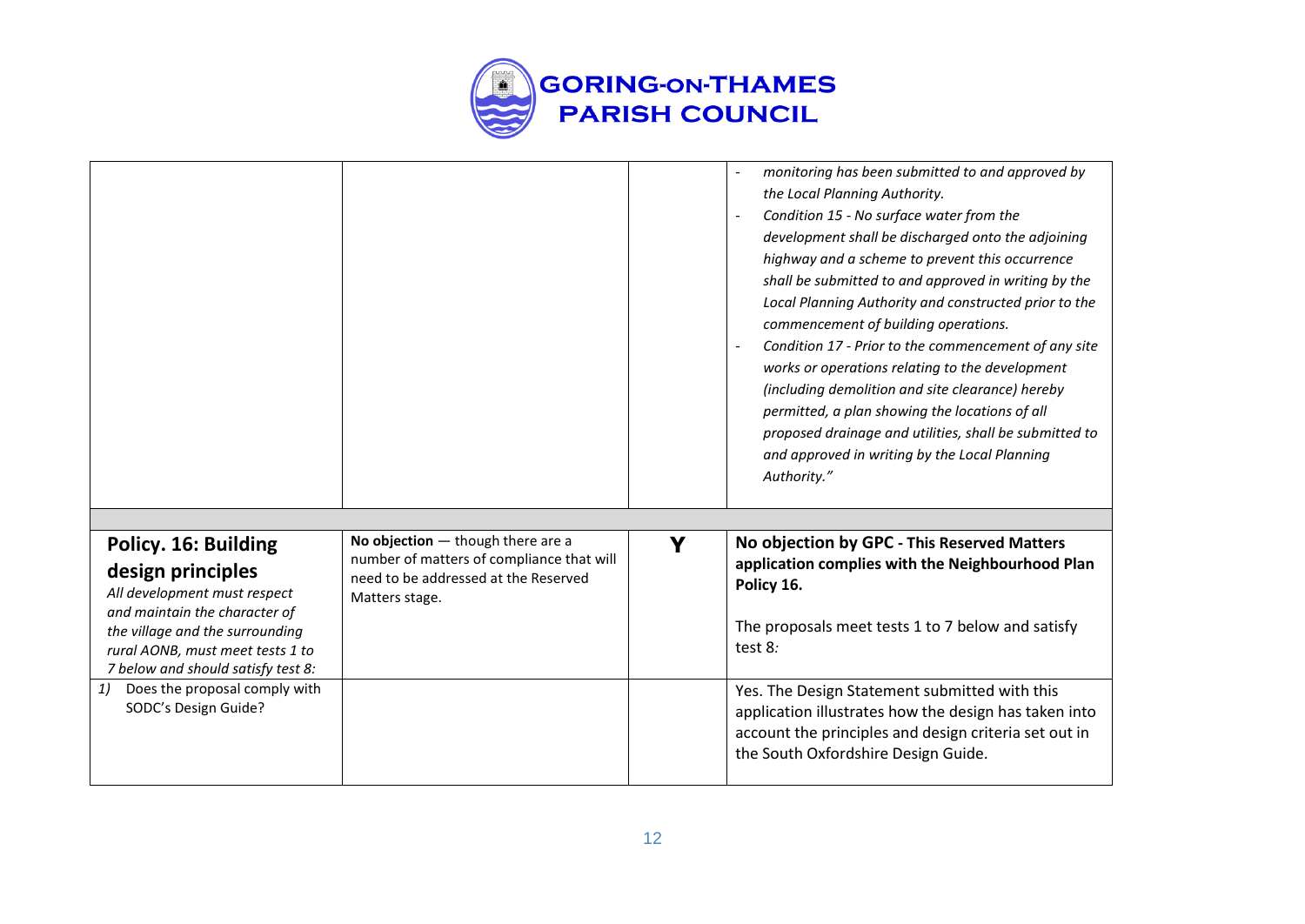| | | | |
|---|---|---|---|
| | | | - *monitoring has been submitted to and approved by the Local Planning Authority.*<br>- *Condition 15 - No surface water from the development shall be discharged onto the adjoining highway and a scheme to prevent this occurrence shall be submitted to and approved in writing by the Local Planning Authority and constructed prior to the commencement of building operations.*<br>- *Condition 17 - Prior to the commencement of any site works or operations relating to the development (including demolition and site clearance) hereby permitted, a plan showing the locations of all proposed drainage and utilities, shall be submitted to and approved in writing by the Local Planning Authority."* |
| | | | |
| **Policy. 16: Building design principles**<br>*All development must respect and maintain the character of the village and the surrounding rural AONB, must meet tests 1 to 7 below and should satisfy test 8:* | **No objection** — though there are a number of matters of compliance that will need to be addressed at the Reserved Matters stage. | **Y** | **No objection by GPC - This Reserved Matters application complies with the Neighbourhood Plan Policy 16.**<br><br>The proposals meet tests 1 to 7 below and satisfy test 8*:* |
| *1)* Does the proposal comply with SODC's Design Guide? | | | Yes. The Design Statement submitted with this application illustrates how the design has taken into account the principles and design criteria set out in the South Oxfordshire Design Guide. |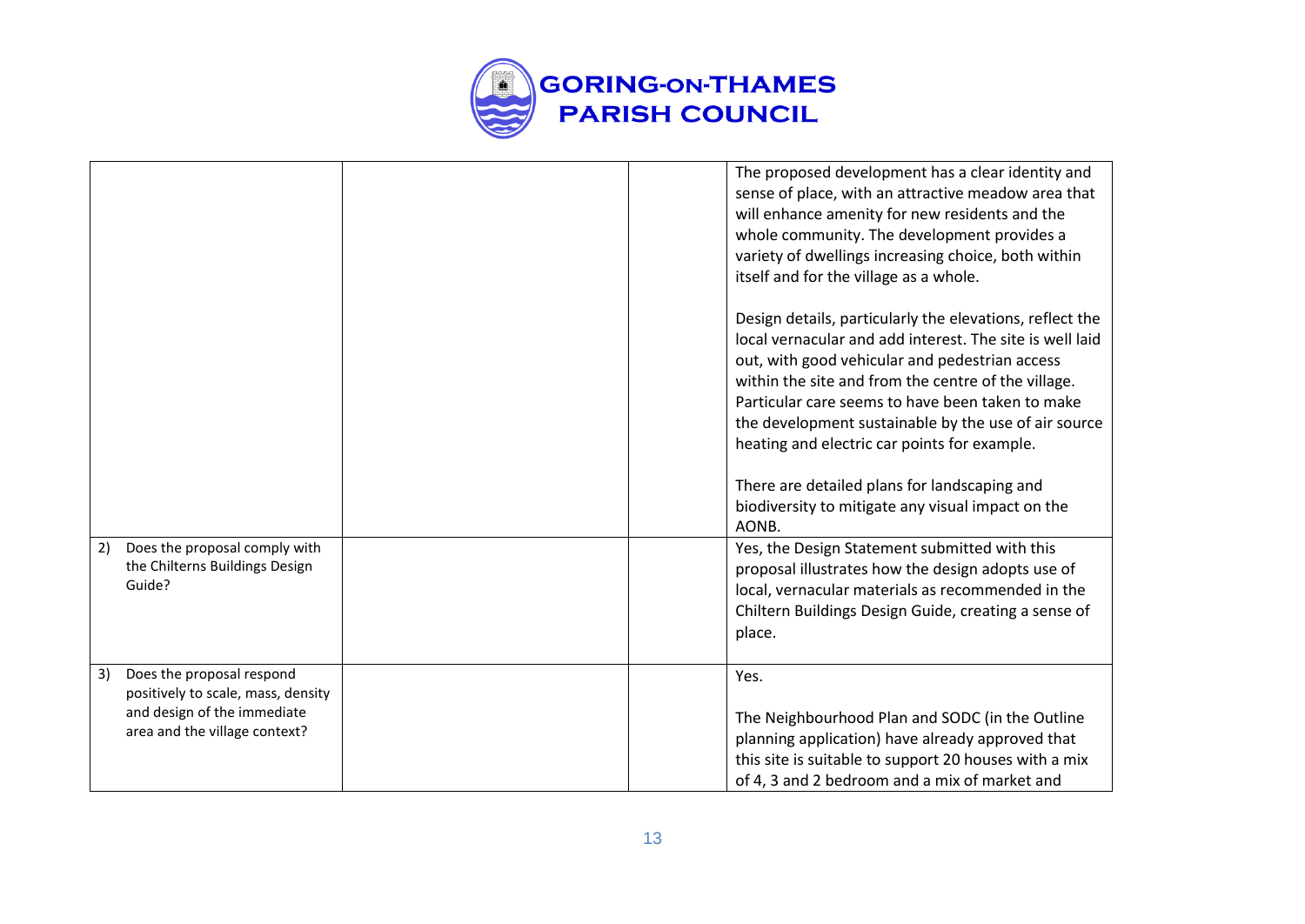| | | | |
|---|---|---|---|
| | | | The proposed development has a clear identity and sense of place, with an attractive meadow area that will enhance amenity for new residents and the whole community. The development provides a variety of dwellings increasing choice, both within itself and for the village as a whole.<br><br>Design details, particularly the elevations, reflect the local vernacular and add interest. The site is well laid out, with good vehicular and pedestrian access within the site and from the centre of the village. Particular care seems to have been taken to make the development sustainable by the use of air source heating and electric car points for example.<br><br>There are detailed plans for landscaping and biodiversity to mitigate any visual impact on the AONB. |
| 2) Does the proposal comply with the Chilterns Buildings Design Guide? | | | Yes, the Design Statement submitted with this proposal illustrates how the design adopts use of local, vernacular materials as recommended in the Chiltern Buildings Design Guide, creating a sense of place. |
| 3) Does the proposal respond positively to scale, mass, density and design of the immediate area and the village context? | | | Yes.<br><br>The Neighbourhood Plan and SODC (in the Outline planning application) have already approved that this site is suitable to support 20 houses with a mix of 4, 3 and 2 bedroom and a mix of market and |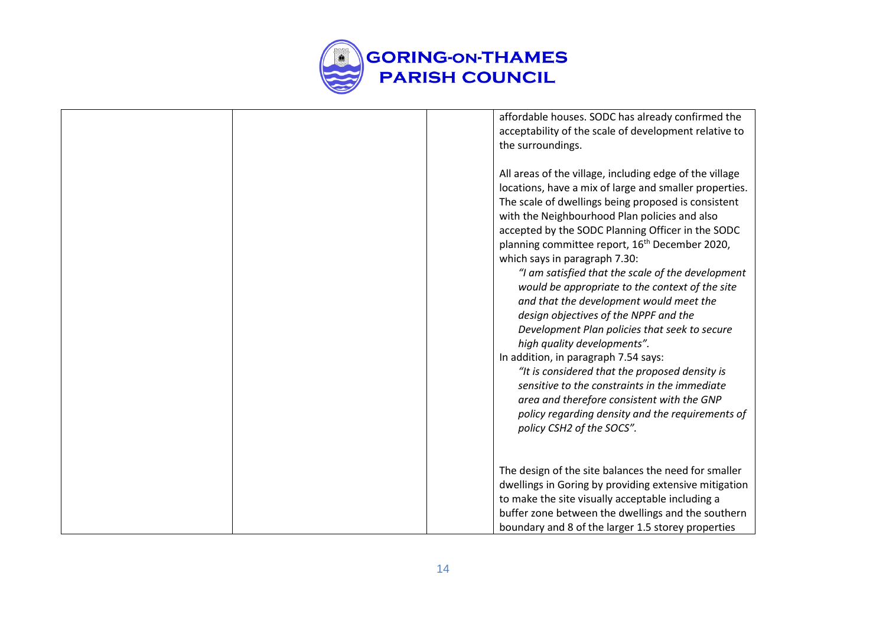| | | | |
|---|---|---|---|
| | | | affordable houses. SODC has already confirmed the acceptability of the scale of development relative to the surroundings.<br><br>All areas of the village, including edge of the village locations, have a mix of large and smaller properties. The scale of dwellings being proposed is consistent with the Neighbourhood Plan policies and also accepted by the SODC Planning Officer in the SODC planning committee report, 16th December 2020, which says in paragraph 7.30:<br>*"I am satisfied that the scale of the development would be appropriate to the context of the site and that the development would meet the design objectives of the NPPF and the Development Plan policies that seek to secure high quality developments".*<br>In addition, in paragraph 7.54 says:<br>*"It is considered that the proposed density is sensitive to the constraints in the immediate area and therefore consistent with the GNP policy regarding density and the requirements of policy CSH2 of the SOCS".*<br><br>The design of the site balances the need for smaller dwellings in Goring by providing extensive mitigation to make the site visually acceptable including a buffer zone between the dwellings and the southern boundary and 8 of the larger 1.5 storey properties |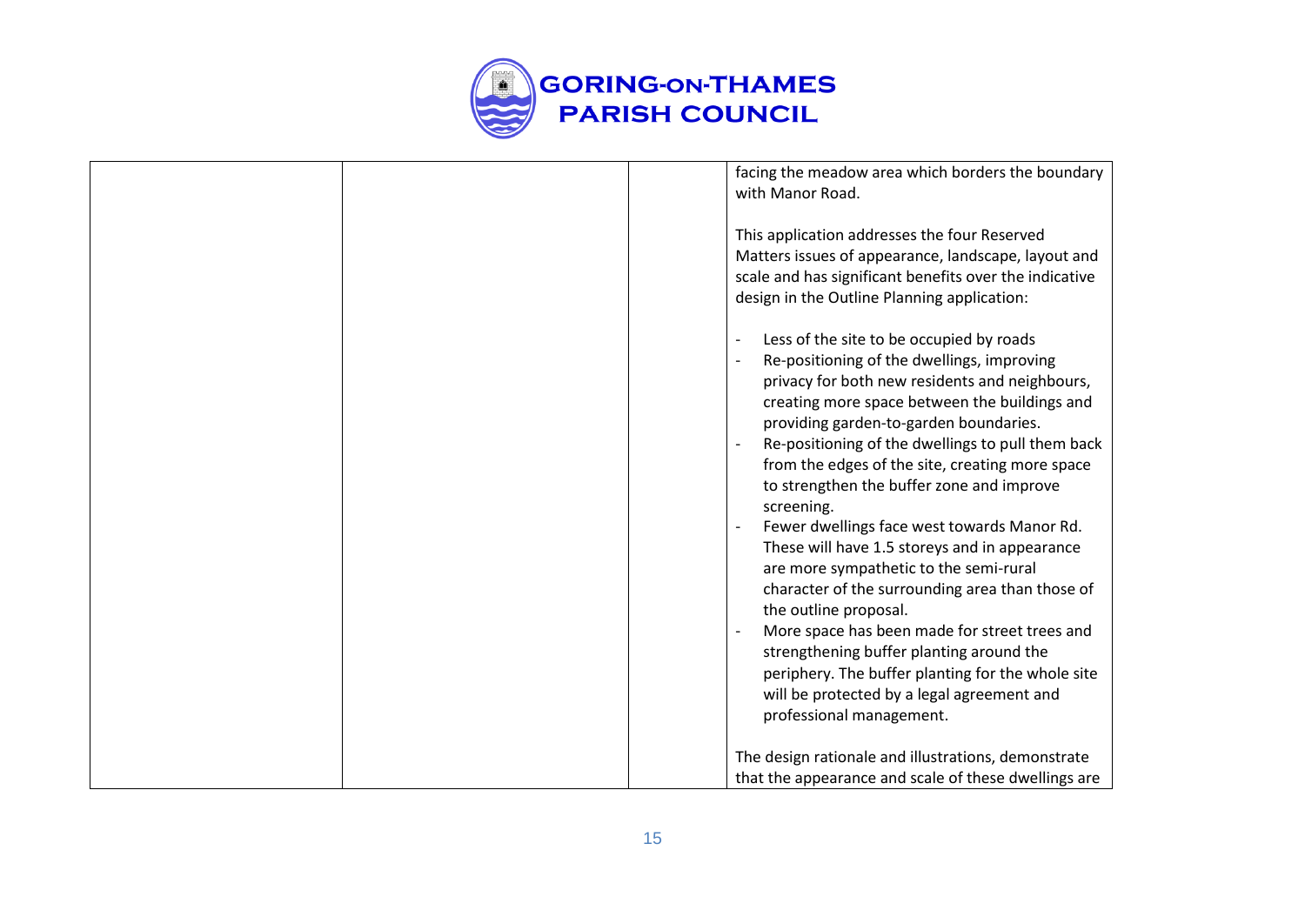| | | | facing the meadow area which borders the boundary with Manor Road.<br><br>This application addresses the four Reserved Matters issues of appearance, landscape, layout and scale and has significant benefits over the indicative design in the Outline Planning application:<br><br>- Less of the site to be occupied by roads<br>- Re-positioning of the dwellings, improving privacy for both new residents and neighbours, creating more space between the buildings and providing garden-to-garden boundaries.<br>- Re-positioning of the dwellings to pull them back from the edges of the site, creating more space to strengthen the buffer zone and improve screening.<br>- Fewer dwellings face west towards Manor Rd. These will have 1.5 storeys and in appearance are more sympathetic to the semi-rural character of the surrounding area than those of the outline proposal.<br>- More space has been made for street trees and strengthening buffer planting around the periphery. The buffer planting for the whole site will be protected by a legal agreement and professional management.<br><br>The design rationale and illustrations, demonstrate that the appearance and scale of these dwellings are |
|---|---|---|---|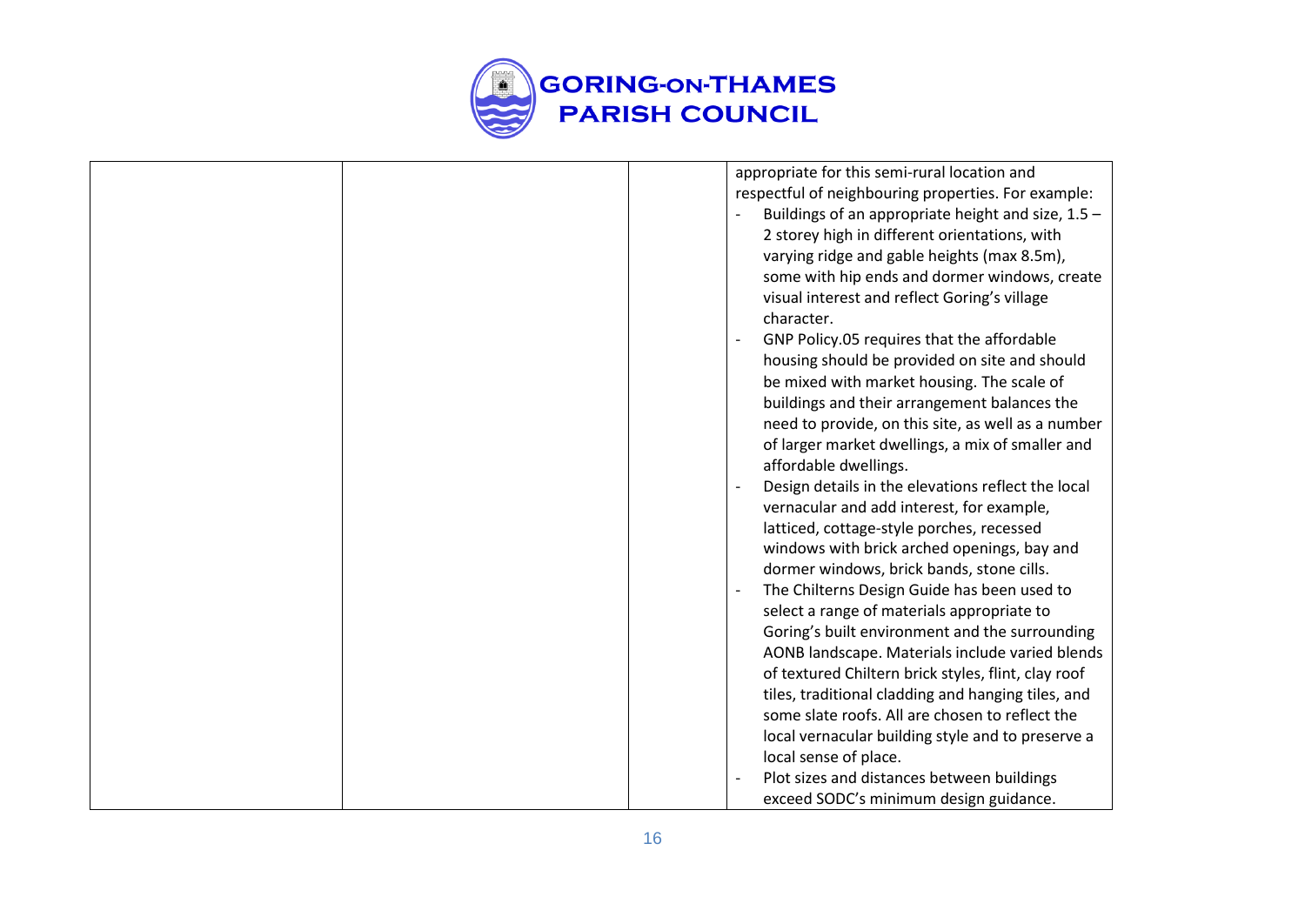| | | | |
|---|---|---|---|
| | | | appropriate for this semi-rural location and respectful of neighbouring properties. For example:<br>- Buildings of an appropriate height and size, 1.5 – 2 storey high in different orientations, with varying ridge and gable heights (max 8.5m), some with hip ends and dormer windows, create visual interest and reflect Goring's village character.<br>- GNP Policy.05 requires that the affordable housing should be provided on site and should be mixed with market housing. The scale of buildings and their arrangement balances the need to provide, on this site, as well as a number of larger market dwellings, a mix of smaller and affordable dwellings.<br>- Design details in the elevations reflect the local vernacular and add interest, for example, latticed, cottage-style porches, recessed windows with brick arched openings, bay and dormer windows, brick bands, stone cills.<br>- The Chilterns Design Guide has been used to select a range of materials appropriate to Goring's built environment and the surrounding AONB landscape. Materials include varied blends of textured Chiltern brick styles, flint, clay roof tiles, traditional cladding and hanging tiles, and some slate roofs. All are chosen to reflect the local vernacular building style and to preserve a local sense of place.<br>- Plot sizes and distances between buildings exceed SODC's minimum design guidance. |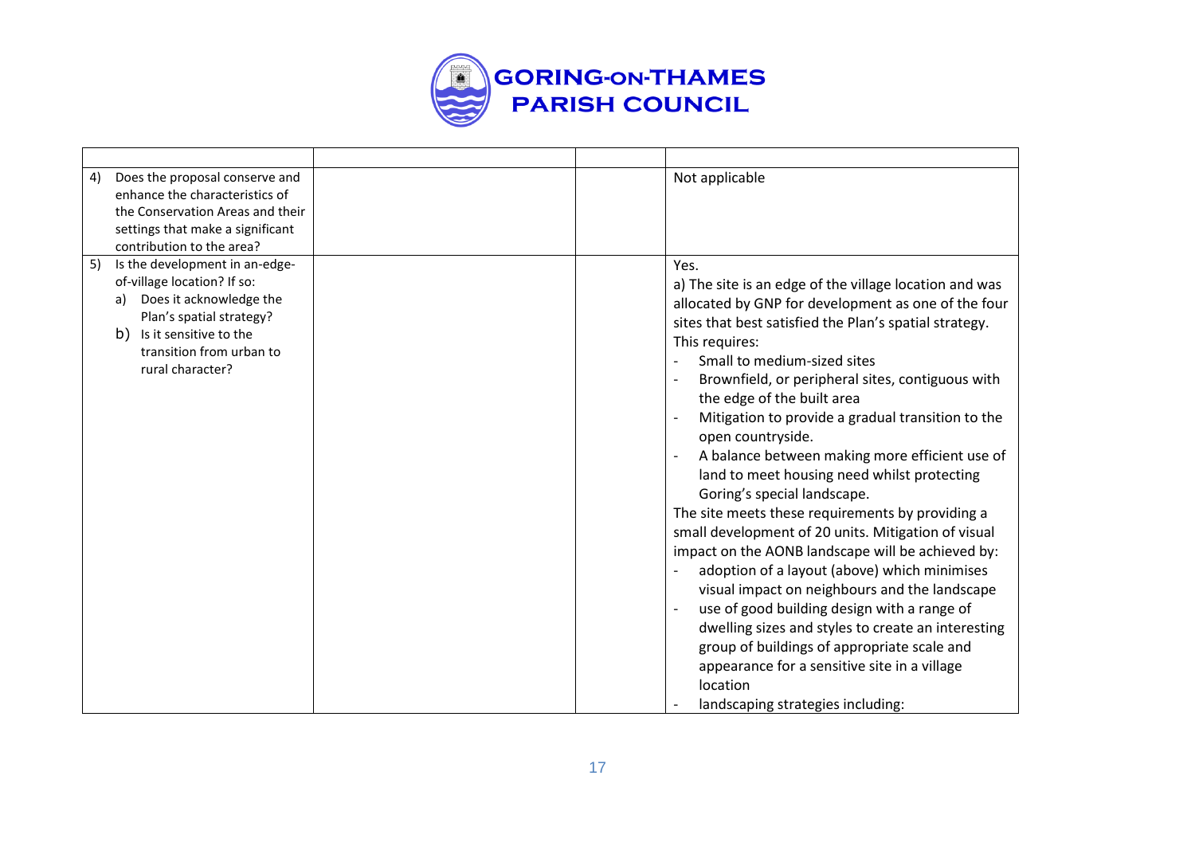# GORING-ON-THAMES PARISH COUNCIL

| | | | |
|---|---|---|---|
| 4) Does the proposal conserve and enhance the characteristics of the Conservation Areas and their settings that make a significant contribution to the area? | | | Not applicable |
| 5) Is the development in an-edge-of-village location? If so:<br>a) Does it acknowledge the Plan's spatial strategy?<br>b) Is it sensitive to the transition from urban to rural character? | | | Yes.<br>a) The site is an edge of the village location and was allocated by GNP for development as one of the four sites that best satisfied the Plan's spatial strategy. This requires:<br>- Small to medium-sized sites<br>- Brownfield, or peripheral sites, contiguous with the edge of the built area<br>- Mitigation to provide a gradual transition to the open countryside.<br>- A balance between making more efficient use of land to meet housing need whilst protecting Goring's special landscape.<br>The site meets these requirements by providing a small development of 20 units. Mitigation of visual impact on the AONB landscape will be achieved by:<br>- adoption of a layout (above) which minimises visual impact on neighbours and the landscape<br>- use of good building design with a range of dwelling sizes and styles to create an interesting group of buildings of appropriate scale and appearance for a sensitive site in a village location<br>- landscaping strategies including: |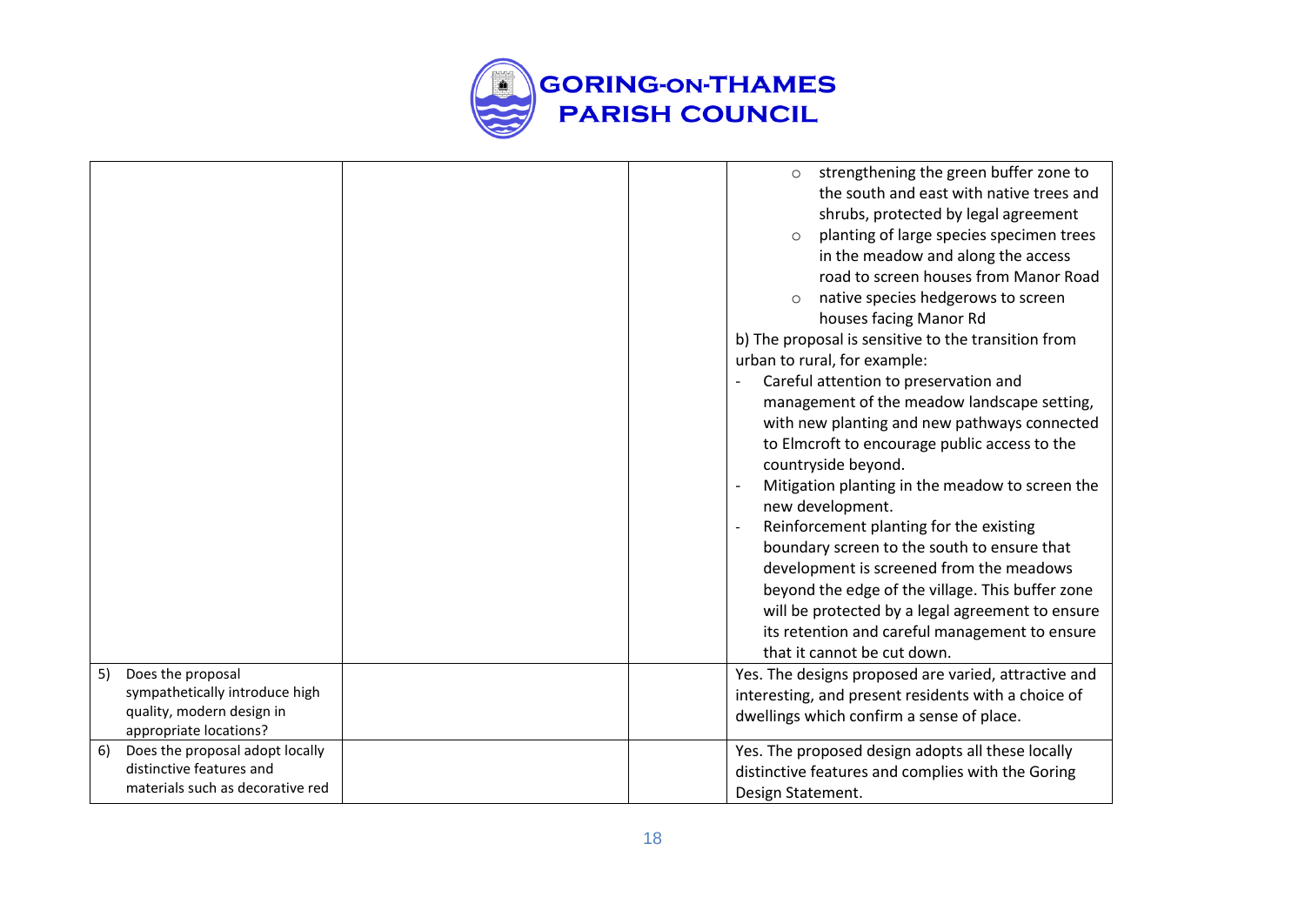| | | | |
|---|---|---|---|
| | | | ○ strengthening the green buffer zone to the south and east with native trees and shrubs, protected by legal agreement<br>○ planting of large species specimen trees in the meadow and along the access road to screen houses from Manor Road<br>○ native species hedgerows to screen houses facing Manor Rd<br>b) The proposal is sensitive to the transition from urban to rural, for example:<br>- Careful attention to preservation and management of the meadow landscape setting, with new planting and new pathways connected to Elmcroft to encourage public access to the countryside beyond.<br>- Mitigation planting in the meadow to screen the new development.<br>- Reinforcement planting for the existing boundary screen to the south to ensure that development is screened from the meadows beyond the edge of the village. This buffer zone will be protected by a legal agreement to ensure its retention and careful management to ensure that it cannot be cut down. |
| 5) Does the proposal sympathetically introduce high quality, modern design in appropriate locations? | | | Yes. The designs proposed are varied, attractive and interesting, and present residents with a choice of dwellings which confirm a sense of place. |
| 6) Does the proposal adopt locally distinctive features and materials such as decorative red | | | Yes. The proposed design adopts all these locally distinctive features and complies with the Goring Design Statement. |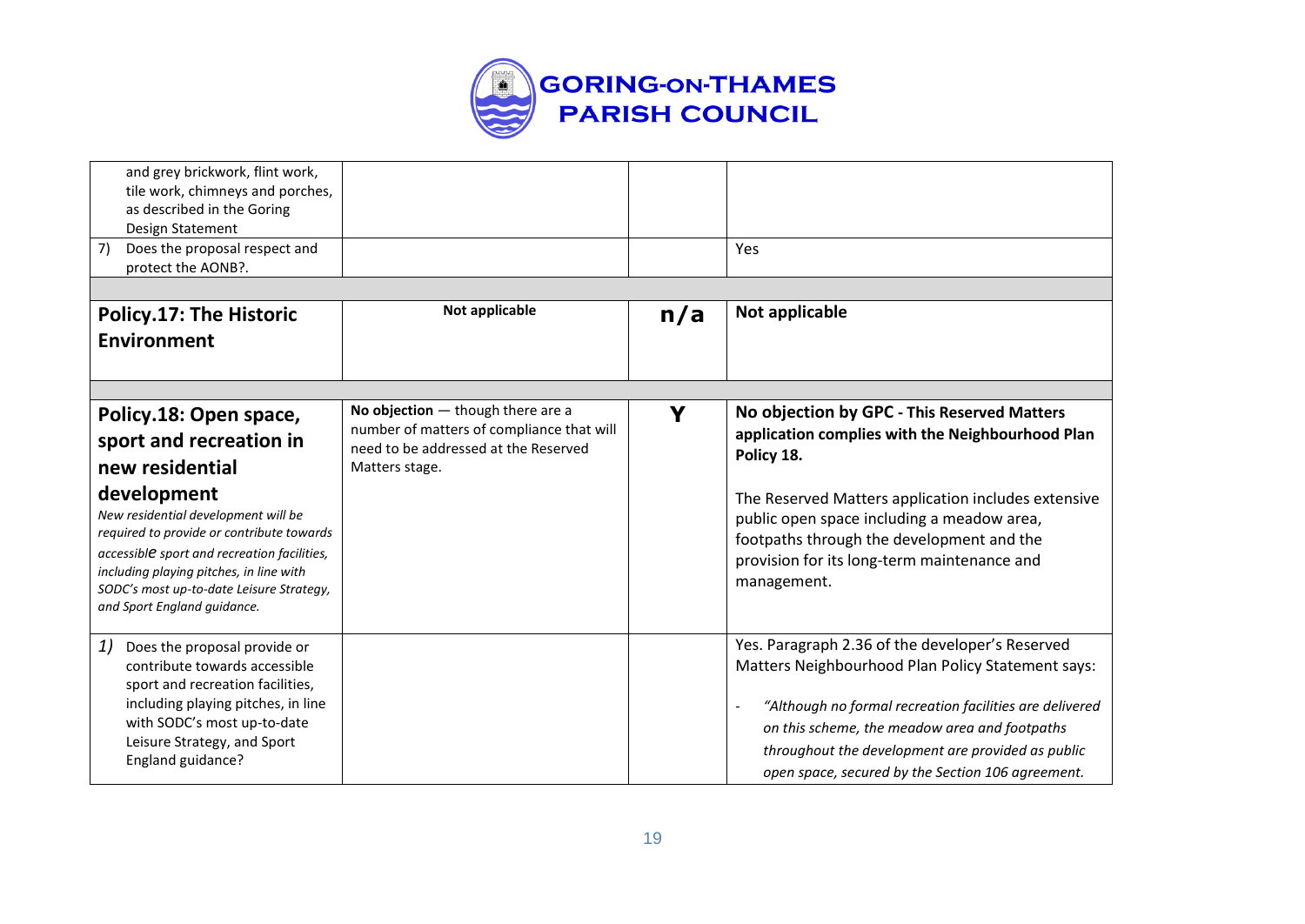| | | | |
|---|---|---|---|
| and grey brickwork, flint work, tile work, chimneys and porches, as described in the Goring Design Statement | | | |
| 7) Does the proposal respect and protect the AONB?. | | | Yes |
| | | | |
| **Policy.17: The Historic Environment** | **Not applicable** | **n/a** | **Not applicable** |
| | | | |
| **Policy.18: Open space, sport and recreation in new residential development**<br>*New residential development will be required to provide or contribute towards accessible sport and recreation facilities, including playing pitches, in line with SODC's most up-to-date Leisure Strategy, and Sport England guidance.* | **No objection** — though there are a number of matters of compliance that will need to be addressed at the Reserved Matters stage. | **Y** | **No objection by GPC - This Reserved Matters application complies with the Neighbourhood Plan Policy 18.**<br><br>The Reserved Matters application includes extensive public open space including a meadow area, footpaths through the development and the provision for its long-term maintenance and management. |
| *1)* Does the proposal provide or contribute towards accessible sport and recreation facilities, including playing pitches, in line with SODC's most up-to-date Leisure Strategy, and Sport England guidance? | | | Yes. Paragraph 2.36 of the developer's Reserved Matters Neighbourhood Plan Policy Statement says:<br><br>- *"Although no formal recreation facilities are delivered on this scheme, the meadow area and footpaths throughout the development are provided as public open space, secured by the Section 106 agreement.* |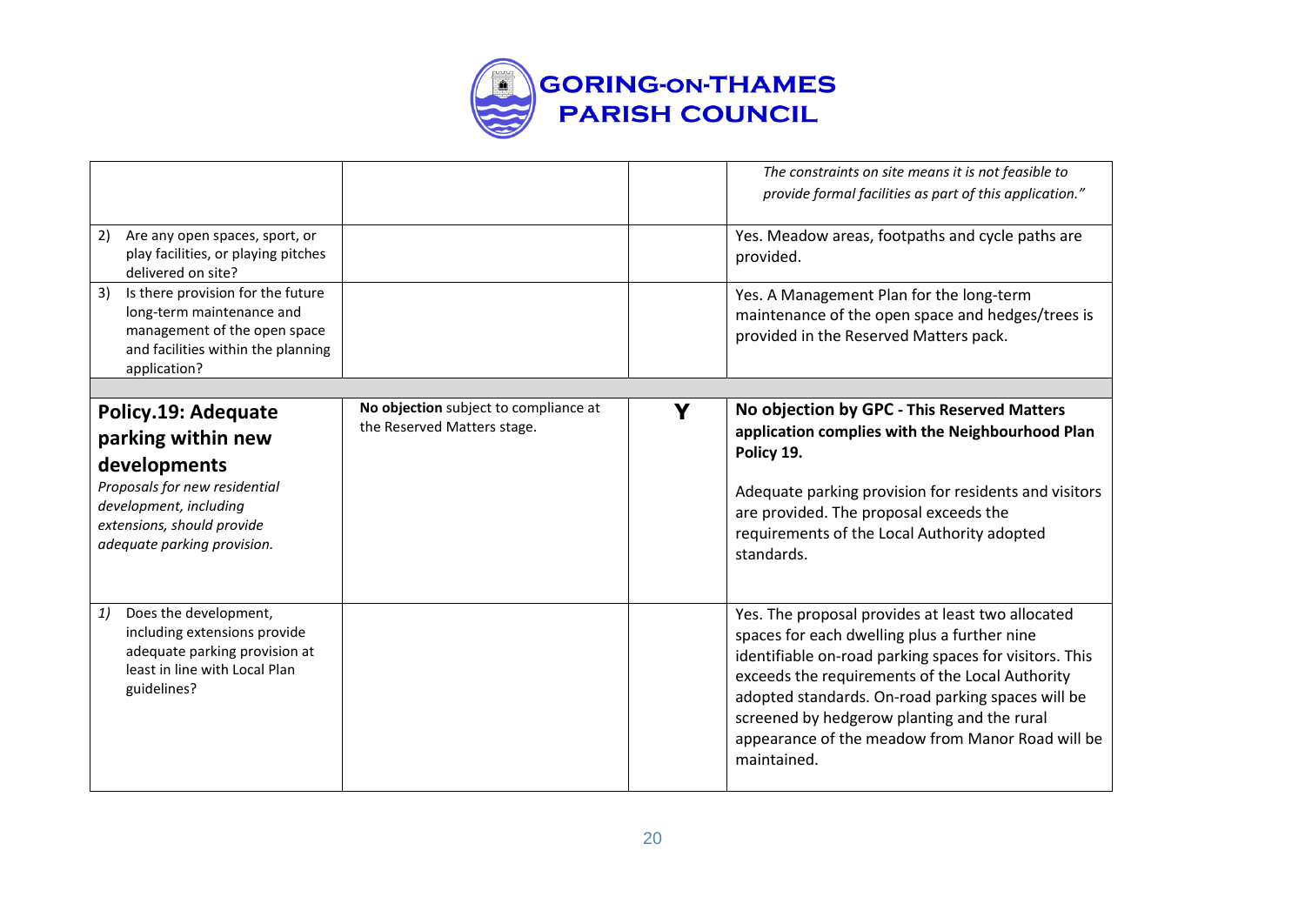| | | | |
|---|---|---|---|
| | | | *The constraints on site means it is not feasible to provide formal facilities as part of this application."* |
| 2) Are any open spaces, sport, or play facilities, or playing pitches delivered on site? | | | Yes. Meadow areas, footpaths and cycle paths are provided. |
| 3) Is there provision for the future long-term maintenance and management of the open space and facilities within the planning application? | | | Yes. A Management Plan for the long-term maintenance of the open space and hedges/trees is provided in the Reserved Matters pack. |
| | | | |
| **Policy.19: Adequate parking within new developments** *Proposals for new residential development, including extensions, should provide adequate parking provision.* | **No objection** subject to compliance at the Reserved Matters stage. | **Y** | **No objection by GPC - This Reserved Matters application complies with the Neighbourhood Plan Policy 19.** Adequate parking provision for residents and visitors are provided. The proposal exceeds the requirements of the Local Authority adopted standards. |
| *1)* Does the development, including extensions provide adequate parking provision at least in line with Local Plan guidelines? | | | Yes. The proposal provides at least two allocated spaces for each dwelling plus a further nine identifiable on-road parking spaces for visitors. This exceeds the requirements of the Local Authority adopted standards. On-road parking spaces will be screened by hedgerow planting and the rural appearance of the meadow from Manor Road will be maintained. |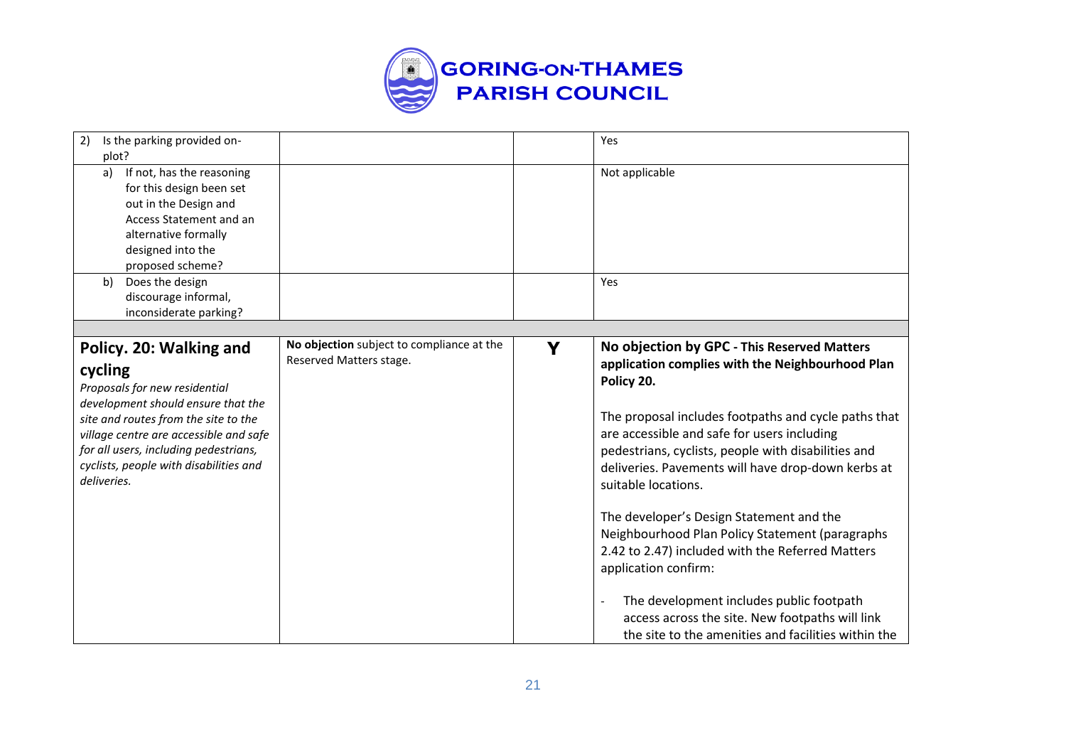| | | | |
|---|---|---|---|
| 2) Is the parking provided on-plot? | | | Yes |
| a) If not, has the reasoning for this design been set out in the Design and Access Statement and an alternative formally designed into the proposed scheme? | | | Not applicable |
| b) Does the design discourage informal, inconsiderate parking? | | | Yes |
| | | | |
| **Policy. 20: Walking and cycling**<br>*Proposals for new residential development should ensure that the site and routes from the site to the village centre are accessible and safe for all users, including pedestrians, cyclists, people with disabilities and deliveries.* | **No objection** subject to compliance at the Reserved Matters stage. | **Y** | **No objection by GPC - This Reserved Matters application complies with the Neighbourhood Plan Policy 20.**<br><br>The proposal includes footpaths and cycle paths that are accessible and safe for users including pedestrians, cyclists, people with disabilities and deliveries. Pavements will have drop-down kerbs at suitable locations.<br><br>The developer's Design Statement and the Neighbourhood Plan Policy Statement (paragraphs 2.42 to 2.47) included with the Referred Matters application confirm:<br><br>- The development includes public footpath access across the site. New footpaths will link the site to the amenities and facilities within the |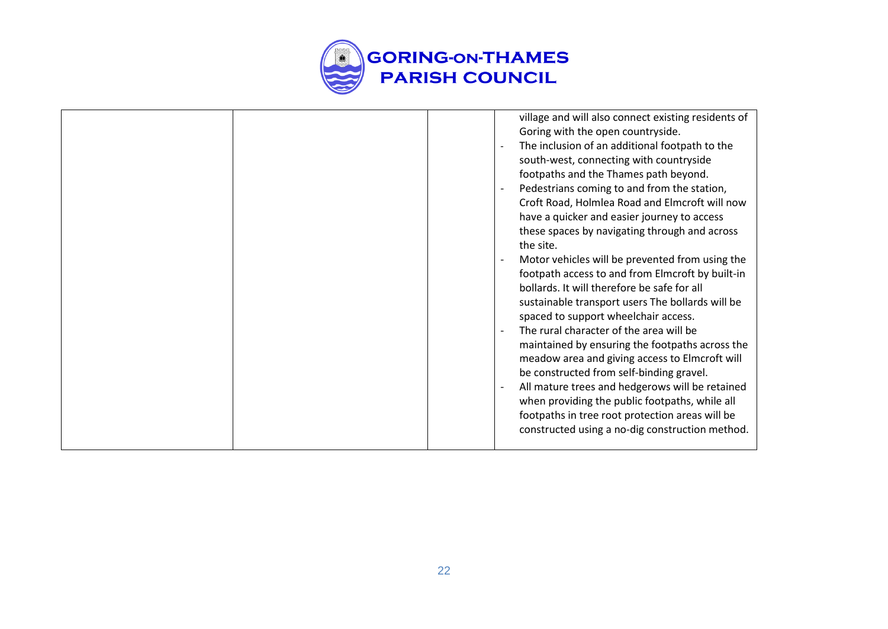| | | | |
|---|---|---|---|
| | | | village and will also connect existing residents of Goring with the open countryside.<br>- The inclusion of an additional footpath to the south-west, connecting with countryside footpaths and the Thames path beyond.<br>- Pedestrians coming to and from the station, Croft Road, Holmlea Road and Elmcroft will now have a quicker and easier journey to access these spaces by navigating through and across the site.<br>- Motor vehicles will be prevented from using the footpath access to and from Elmcroft by built-in bollards. It will therefore be safe for all sustainable transport users The bollards will be spaced to support wheelchair access.<br>- The rural character of the area will be maintained by ensuring the footpaths across the meadow area and giving access to Elmcroft will be constructed from self-binding gravel.<br>- All mature trees and hedgerows will be retained when providing the public footpaths, while all footpaths in tree root protection areas will be constructed using a no-dig construction method. |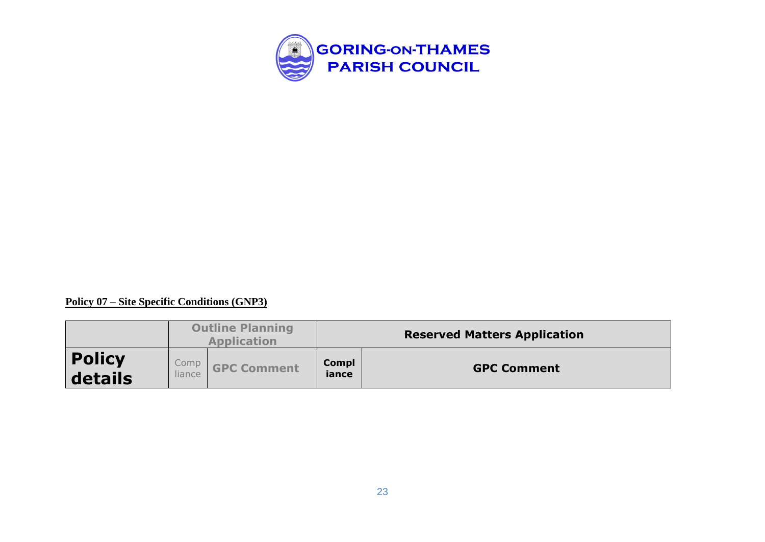**GORING-ON-THAMES PARISH COUNCIL**

**Policy 07 – Site Specific Conditions (GNP3)**

| | Outline Planning Application | | Reserved Matters Application | |
|---|---|---|---|---|
| **Policy details** | Compliance | **GPC Comment** | **Compliance** | **GPC Comment** |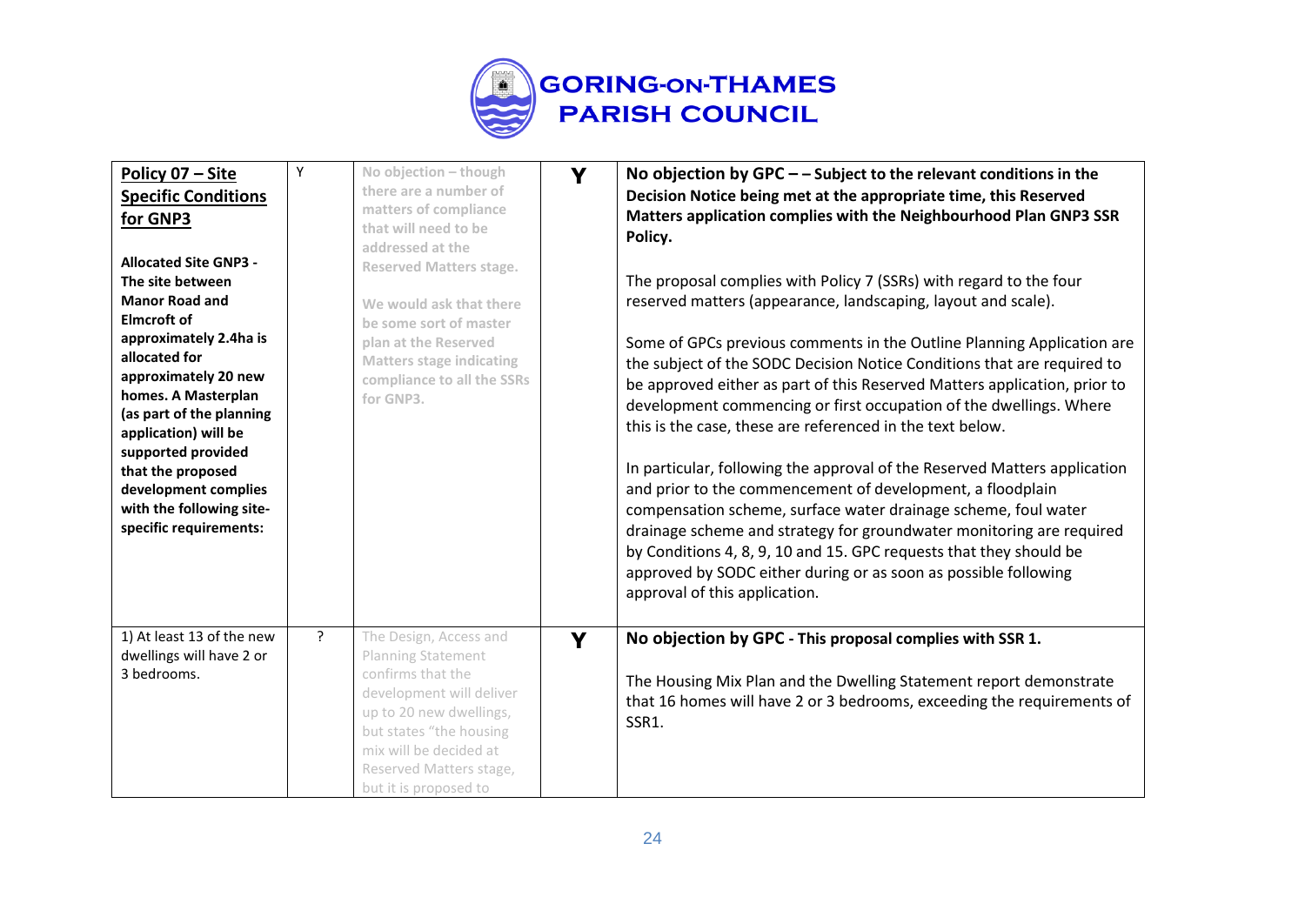# GORING-ON-THAMES PARISH COUNCIL

| | | | | |
|---|---|---|---|---|
| **Policy 07 – Site Specific Conditions for GNP3**<br><br>**Allocated Site GNP3 - The site between Manor Road and Elmcroft of approximately 2.4ha is allocated for approximately 20 new homes. A Masterplan (as part of the planning application) will be supported provided that the proposed development complies with the following site-specific requirements:** | Y | **No objection – though there are a number of matters of compliance that will need to be addressed at the Reserved Matters stage.**<br><br>**We would ask that there be some sort of master plan at the Reserved Matters stage indicating compliance to all the SSRs for GNP3.** | **Y** | **No objection by GPC – – Subject to the relevant conditions in the Decision Notice being met at the appropriate time, this Reserved Matters application complies with the Neighbourhood Plan GNP3 SSR Policy.**<br><br>The proposal complies with Policy 7 (SSRs) with regard to the four reserved matters (appearance, landscaping, layout and scale).<br><br>Some of GPCs previous comments in the Outline Planning Application are the subject of the SODC Decision Notice Conditions that are required to be approved either as part of this Reserved Matters application, prior to development commencing or first occupation of the dwellings. Where this is the case, these are referenced in the text below.<br><br>In particular, following the approval of the Reserved Matters application and prior to the commencement of development, a floodplain compensation scheme, surface water drainage scheme, foul water drainage scheme and strategy for groundwater monitoring are required by Conditions 4, 8, 9, 10 and 15. GPC requests that they should be approved by SODC either during or as soon as possible following approval of this application. |
| 1) At least 13 of the new dwellings will have 2 or 3 bedrooms. | ? | The Design, Access and Planning Statement confirms that the development will deliver up to 20 new dwellings, but states "the housing mix will be decided at Reserved Matters stage, but it is proposed to | **Y** | **No objection by GPC - This proposal complies with SSR 1.**<br><br>The Housing Mix Plan and the Dwelling Statement report demonstrate that 16 homes will have 2 or 3 bedrooms, exceeding the requirements of SSR1. |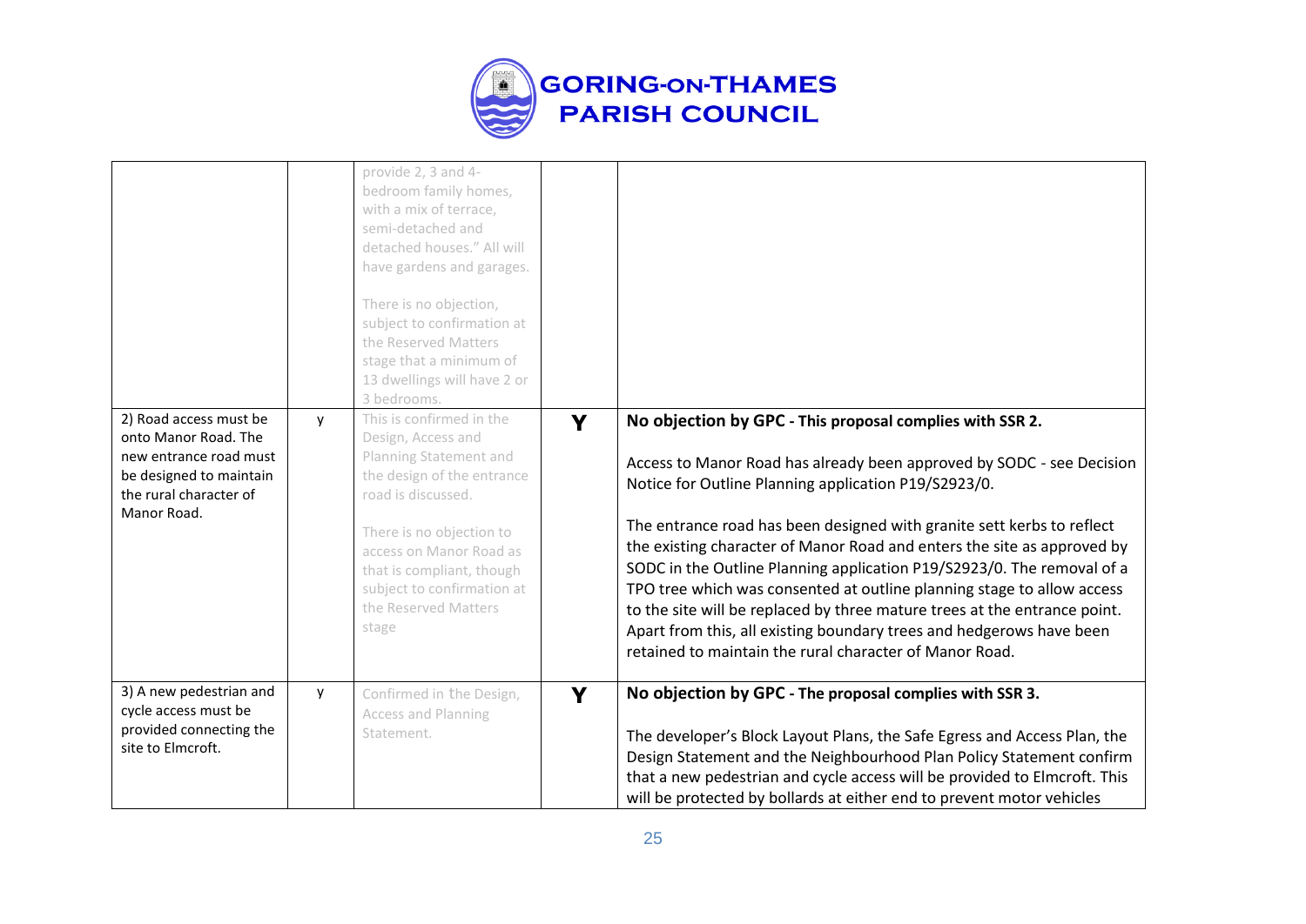| | | | | |
|---|---|---|---|---|
| | | provide 2, 3 and 4-bedroom family homes, with a mix of terrace, semi-detached and detached houses." All will have gardens and garages.<br><br>There is no objection, subject to confirmation at the Reserved Matters stage that a minimum of 13 dwellings will have 2 or 3 bedrooms. | | |
| 2) Road access must be onto Manor Road. The new entrance road must be designed to maintain the rural character of Manor Road. | y | This is confirmed in the Design, Access and Planning Statement and the design of the entrance road is discussed.<br><br>There is no objection to access on Manor Road as that is compliant, though subject to confirmation at the Reserved Matters stage | **Y** | **No objection by GPC - This proposal complies with SSR 2.**<br><br>Access to Manor Road has already been approved by SODC - see Decision Notice for Outline Planning application P19/S2923/0.<br><br>The entrance road has been designed with granite sett kerbs to reflect the existing character of Manor Road and enters the site as approved by SODC in the Outline Planning application P19/S2923/0. The removal of a TPO tree which was consented at outline planning stage to allow access to the site will be replaced by three mature trees at the entrance point. Apart from this, all existing boundary trees and hedgerows have been retained to maintain the rural character of Manor Road. |
| 3) A new pedestrian and cycle access must be provided connecting the site to Elmcroft. | y | Confirmed in the Design, Access and Planning Statement. | **Y** | **No objection by GPC - The proposal complies with SSR 3.**<br><br>The developer's Block Layout Plans, the Safe Egress and Access Plan, the Design Statement and the Neighbourhood Plan Policy Statement confirm that a new pedestrian and cycle access will be provided to Elmcroft. This will be protected by bollards at either end to prevent motor vehicles |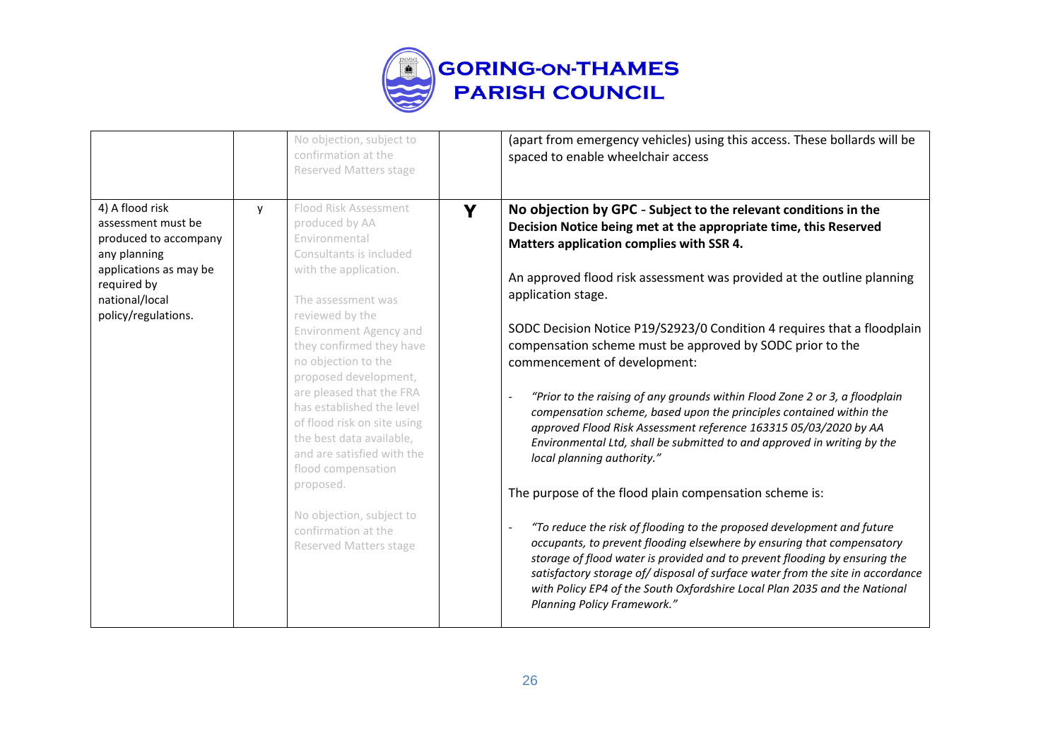| | | | | |
|---|---|---|---|---|
| | | No objection, subject to confirmation at the Reserved Matters stage | | (apart from emergency vehicles) using this access. These bollards will be spaced to enable wheelchair access |
| 4) A flood risk assessment must be produced to accompany any planning applications as may be required by national/local policy/regulations. | y | Flood Risk Assessment produced by AA Environmental Consultants is included with the application.<br><br>The assessment was reviewed by the Environment Agency and they confirmed they have no objection to the proposed development, are pleased that the FRA has established the level of flood risk on site using the best data available, and are satisfied with the flood compensation proposed.<br><br>No objection, subject to confirmation at the Reserved Matters stage | **Y** | **No objection by GPC - Subject to the relevant conditions in the Decision Notice being met at the appropriate time, this Reserved Matters application complies with SSR 4.**<br><br>An approved flood risk assessment was provided at the outline planning application stage.<br><br>SODC Decision Notice P19/S2923/0 Condition 4 requires that a floodplain compensation scheme must be approved by SODC prior to the commencement of development:<br><br>- *"Prior to the raising of any grounds within Flood Zone 2 or 3, a floodplain compensation scheme, based upon the principles contained within the approved Flood Risk Assessment reference 163315 05/03/2020 by AA Environmental Ltd, shall be submitted to and approved in writing by the local planning authority."*<br><br>The purpose of the flood plain compensation scheme is:<br><br>- *"To reduce the risk of flooding to the proposed development and future occupants, to prevent flooding elsewhere by ensuring that compensatory storage of flood water is provided and to prevent flooding by ensuring the satisfactory storage of/ disposal of surface water from the site in accordance with Policy EP4 of the South Oxfordshire Local Plan 2035 and the National Planning Policy Framework."* |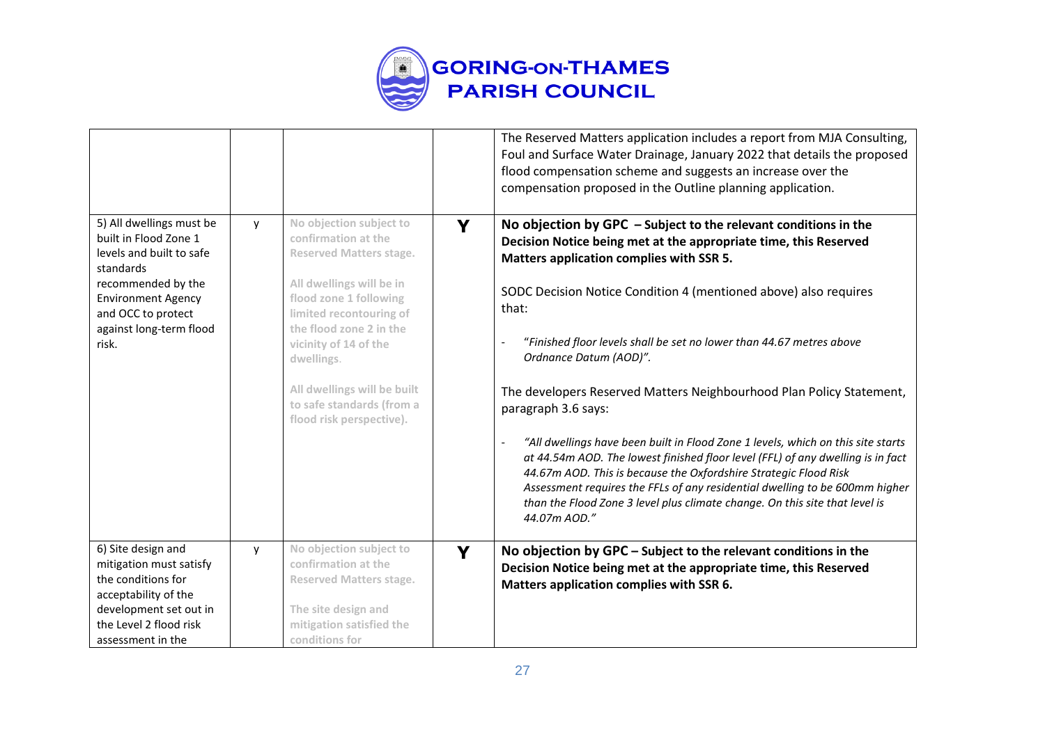GORING-ON-THAMES PARISH COUNCIL

| | | | | |
|---|---|---|---|---|
| | | | | The Reserved Matters application includes a report from MJA Consulting, Foul and Surface Water Drainage, January 2022 that details the proposed flood compensation scheme and suggests an increase over the compensation proposed in the Outline planning application. |
| 5) All dwellings must be built in Flood Zone 1 levels and built to safe standards recommended by the Environment Agency and OCC to protect against long-term flood risk. | y | **No objection subject to confirmation at the Reserved Matters stage.**<br><br>**All dwellings will be in flood zone 1 following limited recontouring of the flood zone 2 in the vicinity of 14 of the dwellings.**<br><br>**All dwellings will be built to safe standards (from a flood risk perspective).** | **Y** | **No objection by GPC – Subject to the relevant conditions in the Decision Notice being met at the appropriate time, this Reserved Matters application complies with SSR 5.**<br><br>SODC Decision Notice Condition 4 (mentioned above) also requires that:<br><br>- "*Finished floor levels shall be set no lower than 44.67 metres above Ordnance Datum (AOD)*".<br><br>The developers Reserved Matters Neighbourhood Plan Policy Statement, paragraph 3.6 says:<br><br>- *"All dwellings have been built in Flood Zone 1 levels, which on this site starts at 44.54m AOD. The lowest finished floor level (FFL) of any dwelling is in fact 44.67m AOD. This is because the Oxfordshire Strategic Flood Risk Assessment requires the FFLs of any residential dwelling to be 600mm higher than the Flood Zone 3 level plus climate change. On this site that level is 44.07m AOD."* |
| 6) Site design and mitigation must satisfy the conditions for acceptability of the development set out in the Level 2 flood risk assessment in the | y | **No objection subject to confirmation at the Reserved Matters stage.**<br><br>**The site design and mitigation satisfied the conditions for** | **Y** | **No objection by GPC – Subject to the relevant conditions in the Decision Notice being met at the appropriate time, this Reserved Matters application complies with SSR 6.** |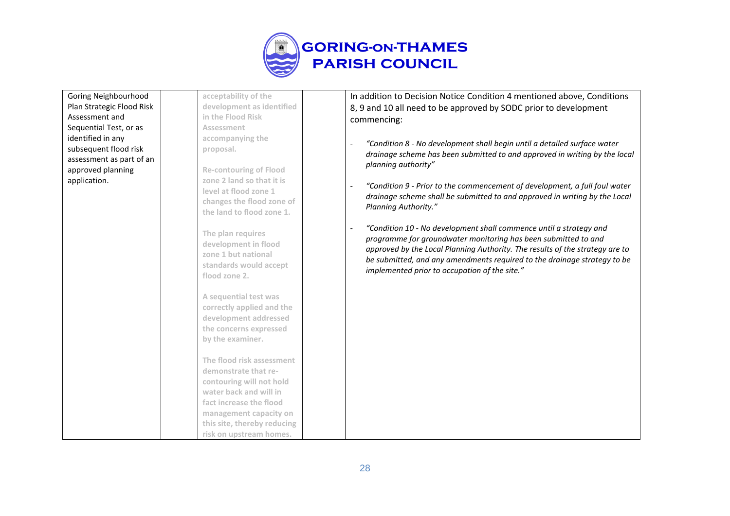| | | | | |
|---|---|---|---|---|
| Goring Neighbourhood Plan Strategic Flood Risk Assessment and Sequential Test, or as identified in any subsequent flood risk assessment as part of an approved planning application. | | **acceptability of the development as identified in the Flood Risk Assessment accompanying the proposal.**<br><br>**Re-contouring of Flood zone 2 land so that it is level at flood zone 1 changes the flood zone of the land to flood zone 1.**<br><br>**The plan requires development in flood zone 1 but national standards would accept flood zone 2.**<br><br>**A sequential test was correctly applied and the development addressed the concerns expressed by the examiner.**<br><br>**The flood risk assessment demonstrate that re-contouring will not hold water back and will in fact increase the flood management capacity on this site, thereby reducing risk on upstream homes.** | | In addition to Decision Notice Condition 4 mentioned above, Conditions 8, 9 and 10 all need to be approved by SODC prior to development commencing:<br><br>- *"Condition 8 - No development shall begin until a detailed surface water drainage scheme has been submitted to and approved in writing by the local planning authority"*<br><br>- *"Condition 9 - Prior to the commencement of development, a full foul water drainage scheme shall be submitted to and approved in writing by the Local Planning Authority."*<br><br>- *"Condition 10 - No development shall commence until a strategy and programme for groundwater monitoring has been submitted to and approved by the Local Planning Authority. The results of the strategy are to be submitted, and any amendments required to the drainage strategy to be implemented prior to occupation of the site."* |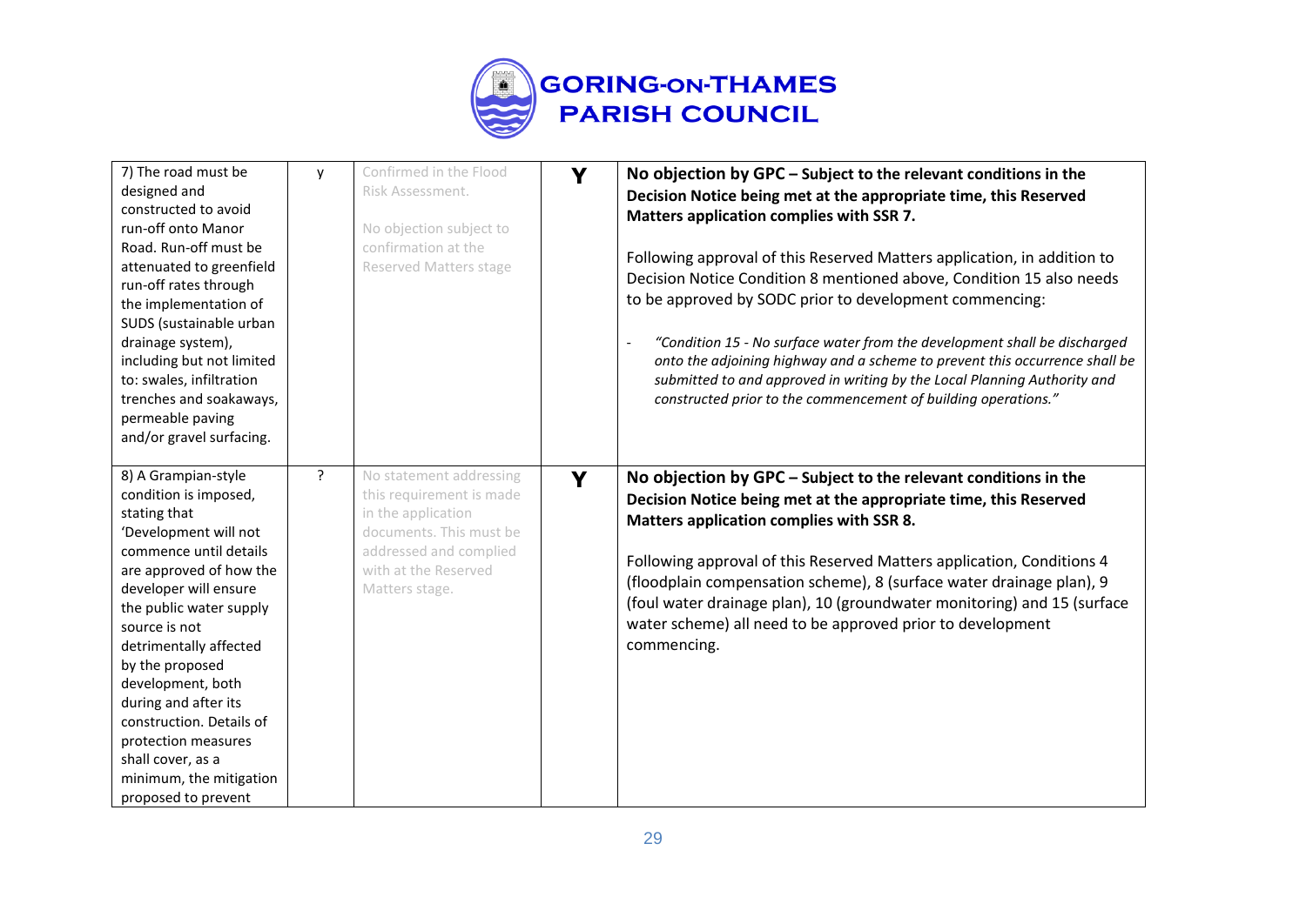GORING-ON-THAMES PARISH COUNCIL

| | | | | |
|---|---|---|---|---|
| 7) The road must be designed and constructed to avoid run-off onto Manor Road. Run-off must be attenuated to greenfield run-off rates through the implementation of SUDS (sustainable urban drainage system), including but not limited to: swales, infiltration trenches and soakaways, permeable paving and/or gravel surfacing. | y | Confirmed in the Flood Risk Assessment.<br><br>No objection subject to confirmation at the Reserved Matters stage | **Y** | **No objection by GPC – Subject to the relevant conditions in the Decision Notice being met at the appropriate time, this Reserved Matters application complies with SSR 7.**<br><br>Following approval of this Reserved Matters application, in addition to Decision Notice Condition 8 mentioned above, Condition 15 also needs to be approved by SODC prior to development commencing:<br><br>- *"Condition 15 - No surface water from the development shall be discharged onto the adjoining highway and a scheme to prevent this occurrence shall be submitted to and approved in writing by the Local Planning Authority and constructed prior to the commencement of building operations."* |
| 8) A Grampian-style condition is imposed, stating that 'Development will not commence until details are approved of how the developer will ensure the public water supply source is not detrimentally affected by the proposed development, both during and after its construction. Details of protection measures shall cover, as a minimum, the mitigation proposed to prevent | ? | No statement addressing this requirement is made in the application documents. This must be addressed and complied with at the Reserved Matters stage. | **Y** | **No objection by GPC – Subject to the relevant conditions in the Decision Notice being met at the appropriate time, this Reserved Matters application complies with SSR 8.**<br><br>Following approval of this Reserved Matters application, Conditions 4 (floodplain compensation scheme), 8 (surface water drainage plan), 9 (foul water drainage plan), 10 (groundwater monitoring) and 15 (surface water scheme) all need to be approved prior to development commencing. |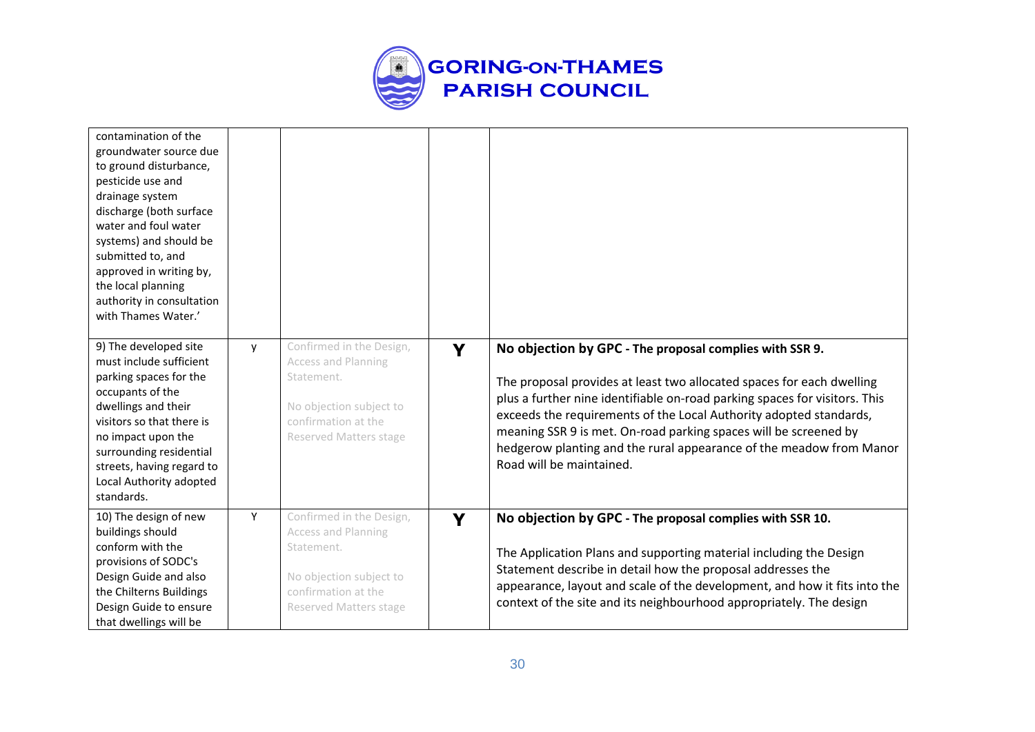| | | | | |
|---|---|---|---|---|
| contamination of the groundwater source due to ground disturbance, pesticide use and drainage system discharge (both surface water and foul water systems) and should be submitted to, and approved in writing by, the local planning authority in consultation with Thames Water.' | | | | |
| 9) The developed site must include sufficient parking spaces for the occupants of the dwellings and their visitors so that there is no impact upon the surrounding residential streets, having regard to Local Authority adopted standards. | y | Confirmed in the Design, Access and Planning Statement.<br><br>No objection subject to confirmation at the Reserved Matters stage | **Y** | **No objection by GPC - The proposal complies with SSR 9.**<br><br>The proposal provides at least two allocated spaces for each dwelling plus a further nine identifiable on-road parking spaces for visitors. This exceeds the requirements of the Local Authority adopted standards, meaning SSR 9 is met. On-road parking spaces will be screened by hedgerow planting and the rural appearance of the meadow from Manor Road will be maintained. |
| 10) The design of new buildings should conform with the provisions of SODC's Design Guide and also the Chilterns Buildings Design Guide to ensure that dwellings will be | Y | Confirmed in the Design, Access and Planning Statement.<br><br>No objection subject to confirmation at the Reserved Matters stage | **Y** | **No objection by GPC - The proposal complies with SSR 10.**<br><br>The Application Plans and supporting material including the Design Statement describe in detail how the proposal addresses the appearance, layout and scale of the development, and how it fits into the context of the site and its neighbourhood appropriately. The design |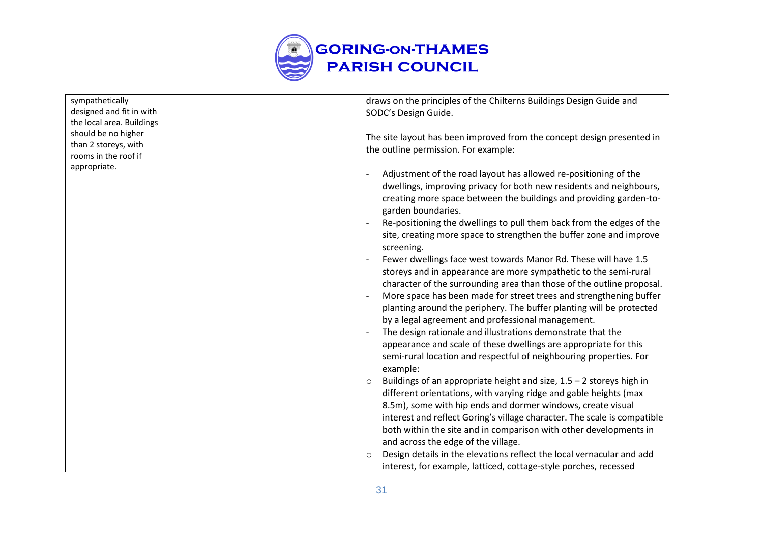| | | | | |
|---|---|---|---|---|
| sympathetically designed and fit in with the local area. Buildings should be no higher than 2 storeys, with rooms in the roof if appropriate. | | | | draws on the principles of the Chilterns Buildings Design Guide and SODC's Design Guide.<br><br>The site layout has been improved from the concept design presented in the outline permission. For example:<br><br>- Adjustment of the road layout has allowed re-positioning of the dwellings, improving privacy for both new residents and neighbours, creating more space between the buildings and providing garden-to-garden boundaries.<br>- Re-positioning the dwellings to pull them back from the edges of the site, creating more space to strengthen the buffer zone and improve screening.<br>- Fewer dwellings face west towards Manor Rd. These will have 1.5 storeys and in appearance are more sympathetic to the semi-rural character of the surrounding area than those of the outline proposal.<br>- More space has been made for street trees and strengthening buffer planting around the periphery. The buffer planting will be protected by a legal agreement and professional management.<br>- The design rationale and illustrations demonstrate that the appearance and scale of these dwellings are appropriate for this semi-rural location and respectful of neighbouring properties. For example:<br>  - Buildings of an appropriate height and size, 1.5 – 2 storeys high in different orientations, with varying ridge and gable heights (max 8.5m), some with hip ends and dormer windows, create visual interest and reflect Goring's village character. The scale is compatible both within the site and in comparison with other developments in and across the edge of the village.<br>  - Design details in the elevations reflect the local vernacular and add interest, for example, latticed, cottage-style porches, recessed |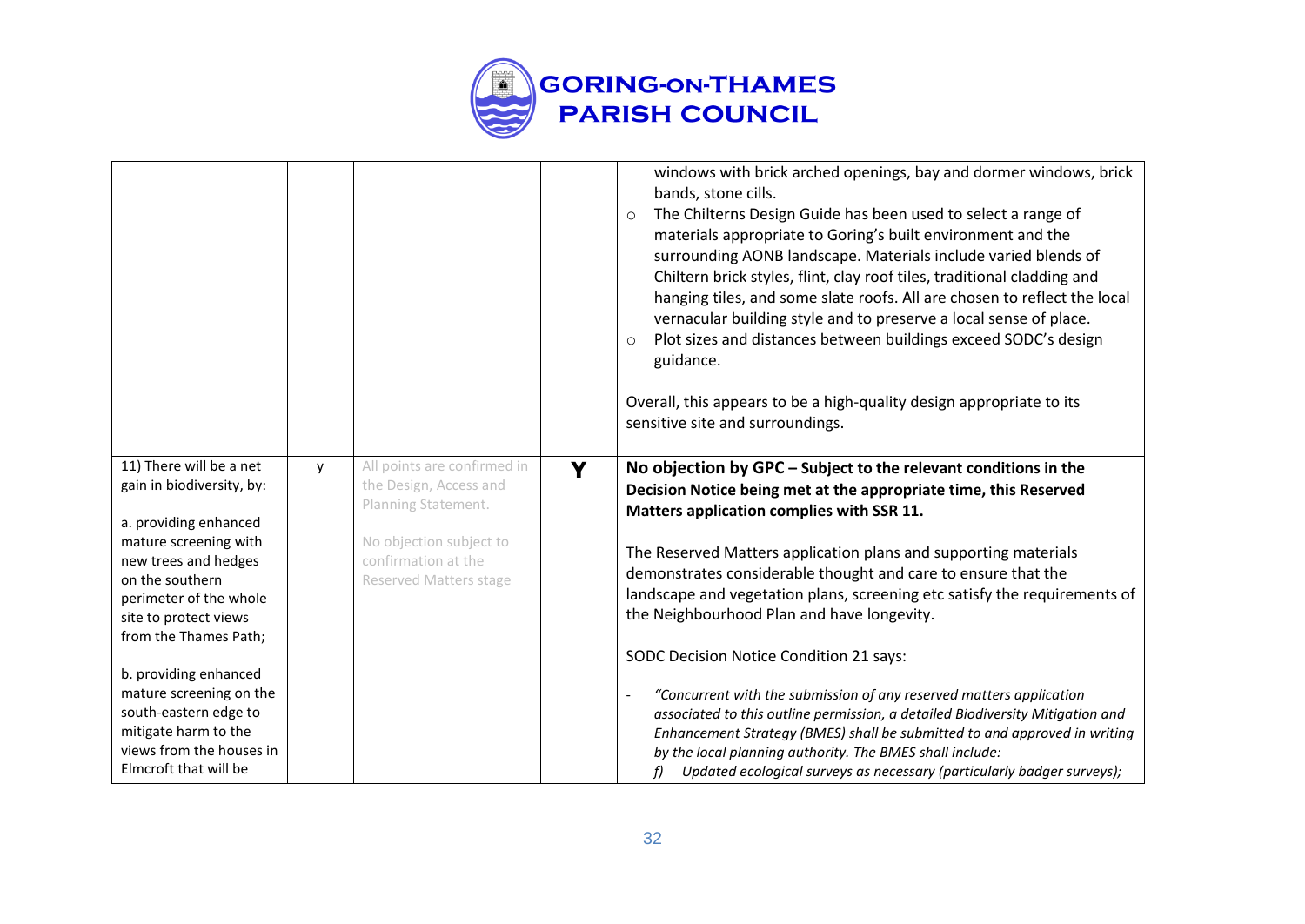| | | | | |
|---|---|---|---|---|
| | | | | windows with brick arched openings, bay and dormer windows, brick bands, stone cills.<br>○ The Chilterns Design Guide has been used to select a range of materials appropriate to Goring's built environment and the surrounding AONB landscape. Materials include varied blends of Chiltern brick styles, flint, clay roof tiles, traditional cladding and hanging tiles, and some slate roofs. All are chosen to reflect the local vernacular building style and to preserve a local sense of place.<br>○ Plot sizes and distances between buildings exceed SODC's design guidance.<br><br>Overall, this appears to be a high-quality design appropriate to its sensitive site and surroundings. |
| 11) There will be a net gain in biodiversity, by:<br><br>a. providing enhanced mature screening with new trees and hedges on the southern perimeter of the whole site to protect views from the Thames Path;<br><br>b. providing enhanced mature screening on the south-eastern edge to mitigate harm to the views from the houses in Elmcroft that will be | y | All points are confirmed in the Design, Access and Planning Statement.<br><br>No objection subject to confirmation at the Reserved Matters stage | **Y** | **No objection by GPC – Subject to the relevant conditions in the Decision Notice being met at the appropriate time, this Reserved Matters application complies with SSR 11.**<br><br>The Reserved Matters application plans and supporting materials demonstrates considerable thought and care to ensure that the landscape and vegetation plans, screening etc satisfy the requirements of the Neighbourhood Plan and have longevity.<br><br>SODC Decision Notice Condition 21 says:<br><br>- *"Concurrent with the submission of any reserved matters application associated to this outline permission, a detailed Biodiversity Mitigation and Enhancement Strategy (BMES) shall be submitted to and approved in writing by the local planning authority. The BMES shall include:*<br>*f) Updated ecological surveys as necessary (particularly badger surveys);* |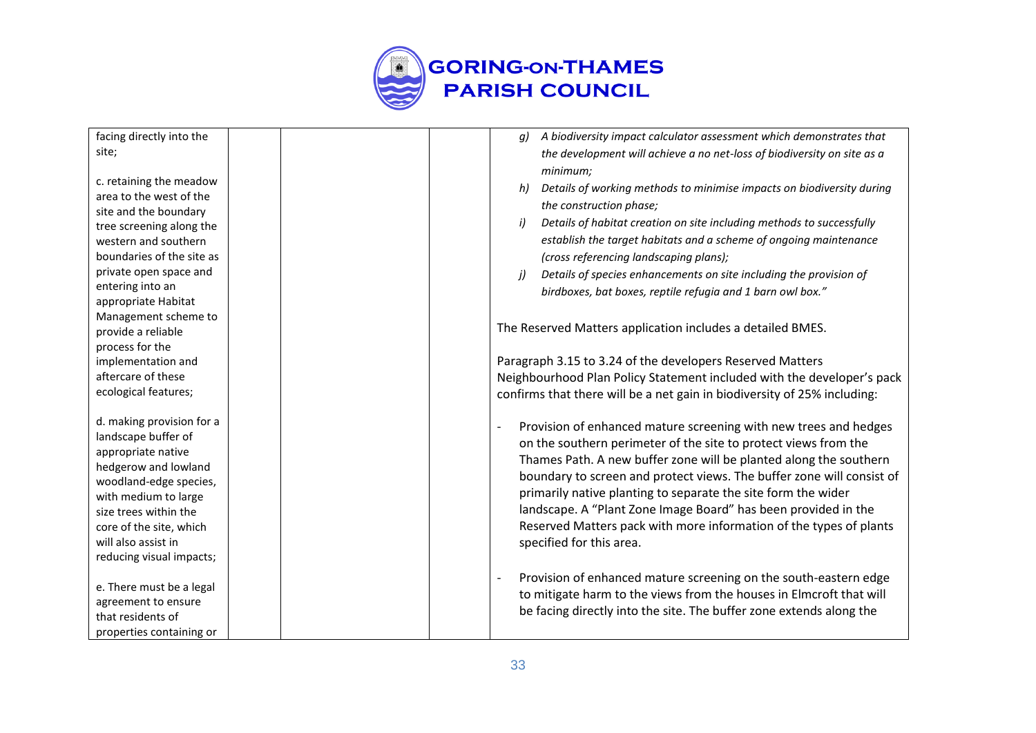| facing directly into the site;<br><br>c. retaining the meadow area to the west of the site and the boundary tree screening along the western and southern boundaries of the site as private open space and entering into an appropriate Habitat Management scheme to provide a reliable process for the implementation and aftercare of these ecological features;<br><br>d. making provision for a landscape buffer of appropriate native hedgerow and lowland woodland-edge species, with medium to large size trees within the core of the site, which will also assist in reducing visual impacts;<br><br>e. There must be a legal agreement to ensure that residents of properties containing or | | | | *g) A biodiversity impact calculator assessment which demonstrates that the development will achieve a no net-loss of biodiversity on site as a minimum;*<br>*h) Details of working methods to minimise impacts on biodiversity during the construction phase;*<br>*i) Details of habitat creation on site including methods to successfully establish the target habitats and a scheme of ongoing maintenance (cross referencing landscaping plans);*<br>*j) Details of species enhancements on site including the provision of birdboxes, bat boxes, reptile refugia and 1 barn owl box."*<br><br>The Reserved Matters application includes a detailed BMES.<br><br>Paragraph 3.15 to 3.24 of the developers Reserved Matters Neighbourhood Plan Policy Statement included with the developer's pack confirms that there will be a net gain in biodiversity of 25% including:<br><br>- Provision of enhanced mature screening with new trees and hedges on the southern perimeter of the site to protect views from the Thames Path. A new buffer zone will be planted along the southern boundary to screen and protect views. The buffer zone will consist of primarily native planting to separate the site form the wider landscape. A "Plant Zone Image Board" has been provided in the Reserved Matters pack with more information of the types of plants specified for this area.<br><br>- Provision of enhanced mature screening on the south-eastern edge to mitigate harm to the views from the houses in Elmcroft that will be facing directly into the site. The buffer zone extends along the |
|---|---|---|---|---|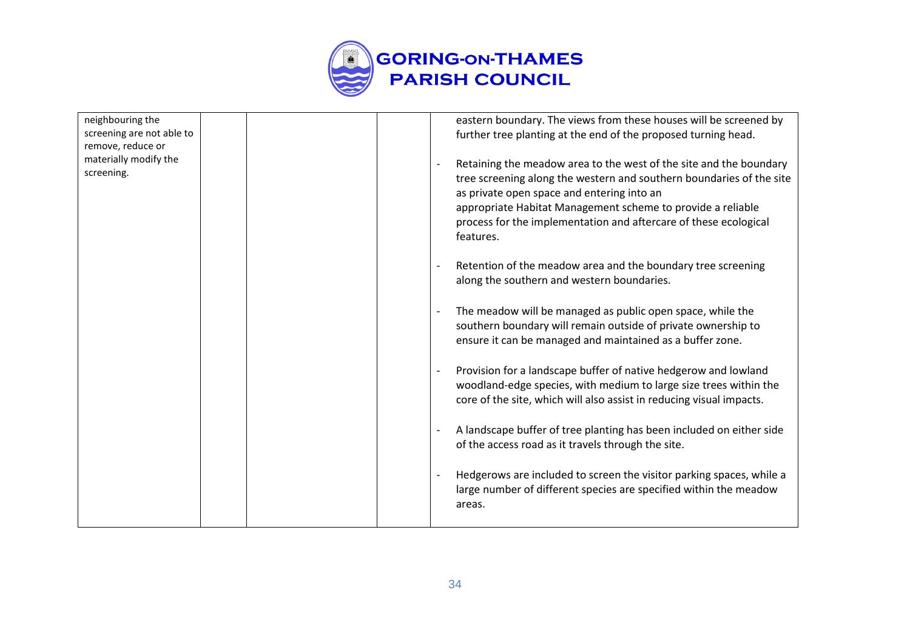| | | | | |
|---|---|---|---|---|
| neighbouring the screening are not able to remove, reduce or materially modify the screening. | | | | eastern boundary. The views from these houses will be screened by further tree planting at the end of the proposed turning head.<br><br>- Retaining the meadow area to the west of the site and the boundary tree screening along the western and southern boundaries of the site as private open space and entering into an appropriate Habitat Management scheme to provide a reliable process for the implementation and aftercare of these ecological features.<br><br>- Retention of the meadow area and the boundary tree screening along the southern and western boundaries.<br><br>- The meadow will be managed as public open space, while the southern boundary will remain outside of private ownership to ensure it can be managed and maintained as a buffer zone.<br><br>- Provision for a landscape buffer of native hedgerow and lowland woodland-edge species, with medium to large size trees within the core of the site, which will also assist in reducing visual impacts.<br><br>- A landscape buffer of tree planting has been included on either side of the access road as it travels through the site.<br><br>- Hedgerows are included to screen the visitor parking spaces, while a large number of different species are specified within the meadow areas. |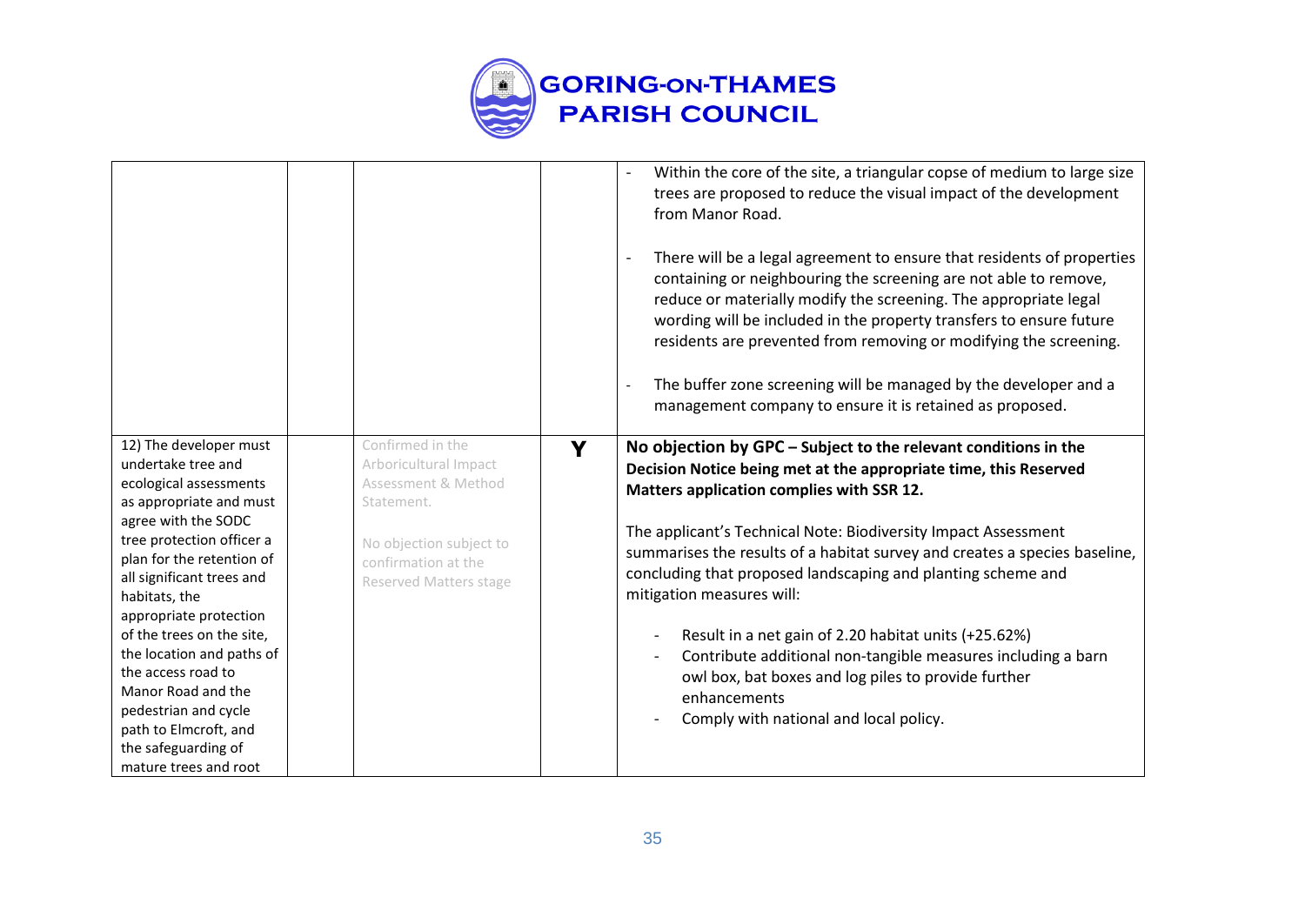| | | | | |
|---|---|---|---|---|
| | | | | - Within the core of the site, a triangular copse of medium to large size trees are proposed to reduce the visual impact of the development from Manor Road.<br><br>- There will be a legal agreement to ensure that residents of properties containing or neighbouring the screening are not able to remove, reduce or materially modify the screening. The appropriate legal wording will be included in the property transfers to ensure future residents are prevented from removing or modifying the screening.<br><br>- The buffer zone screening will be managed by the developer and a management company to ensure it is retained as proposed. |
| 12) The developer must undertake tree and ecological assessments as appropriate and must agree with the SODC tree protection officer a plan for the retention of all significant trees and habitats, the appropriate protection of the trees on the site, the location and paths of the access road to Manor Road and the pedestrian and cycle path to Elmcroft, and the safeguarding of mature trees and root | | Confirmed in the Arboricultural Impact Assessment & Method Statement.<br><br>No objection subject to confirmation at the Reserved Matters stage | **Y** | **No objection by GPC – Subject to the relevant conditions in the Decision Notice being met at the appropriate time, this Reserved Matters application complies with SSR 12.**<br><br>The applicant's Technical Note: Biodiversity Impact Assessment summarises the results of a habitat survey and creates a species baseline, concluding that proposed landscaping and planting scheme and mitigation measures will:<br><br>- Result in a net gain of 2.20 habitat units (+25.62%)<br>- Contribute additional non-tangible measures including a barn owl box, bat boxes and log piles to provide further enhancements<br>- Comply with national and local policy. |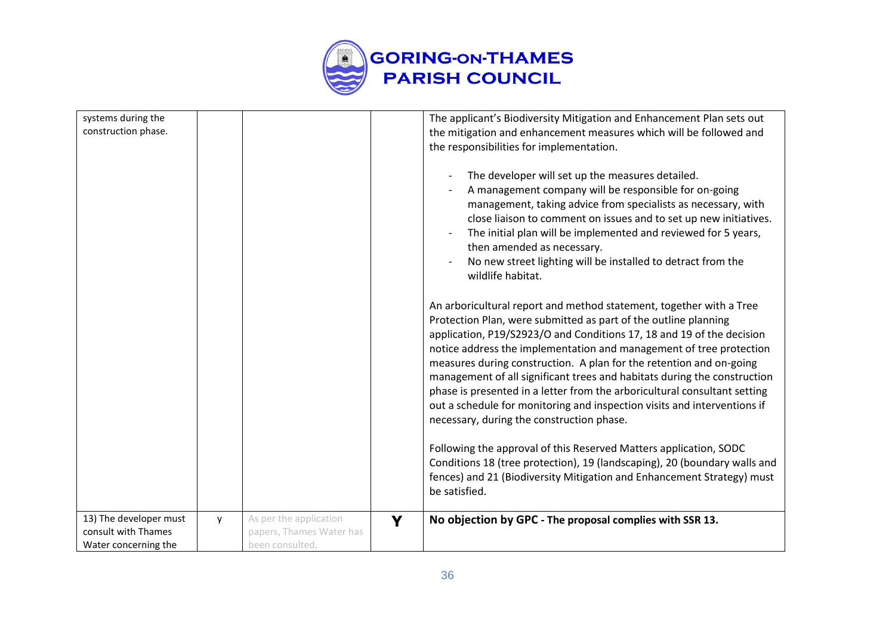| | | | | |
|---|---|---|---|---|
| systems during the construction phase. | | | | The applicant's Biodiversity Mitigation and Enhancement Plan sets out the mitigation and enhancement measures which will be followed and the responsibilities for implementation.<br><br>- The developer will set up the measures detailed.<br>- A management company will be responsible for on-going management, taking advice from specialists as necessary, with close liaison to comment on issues and to set up new initiatives.<br>- The initial plan will be implemented and reviewed for 5 years, then amended as necessary.<br>- No new street lighting will be installed to detract from the wildlife habitat.<br><br>An arboricultural report and method statement, together with a Tree Protection Plan, were submitted as part of the outline planning application, P19/S2923/O and Conditions 17, 18 and 19 of the decision notice address the implementation and management of tree protection measures during construction. A plan for the retention and on-going management of all significant trees and habitats during the construction phase is presented in a letter from the arboricultural consultant setting out a schedule for monitoring and inspection visits and interventions if necessary, during the construction phase.<br><br>Following the approval of this Reserved Matters application, SODC Conditions 18 (tree protection), 19 (landscaping), 20 (boundary walls and fences) and 21 (Biodiversity Mitigation and Enhancement Strategy) must be satisfied. |
| 13) The developer must consult with Thames Water concerning the | y | As per the application papers, Thames Water has been consulted. | **Y** | **No objection by GPC - The proposal complies with SSR 13.** |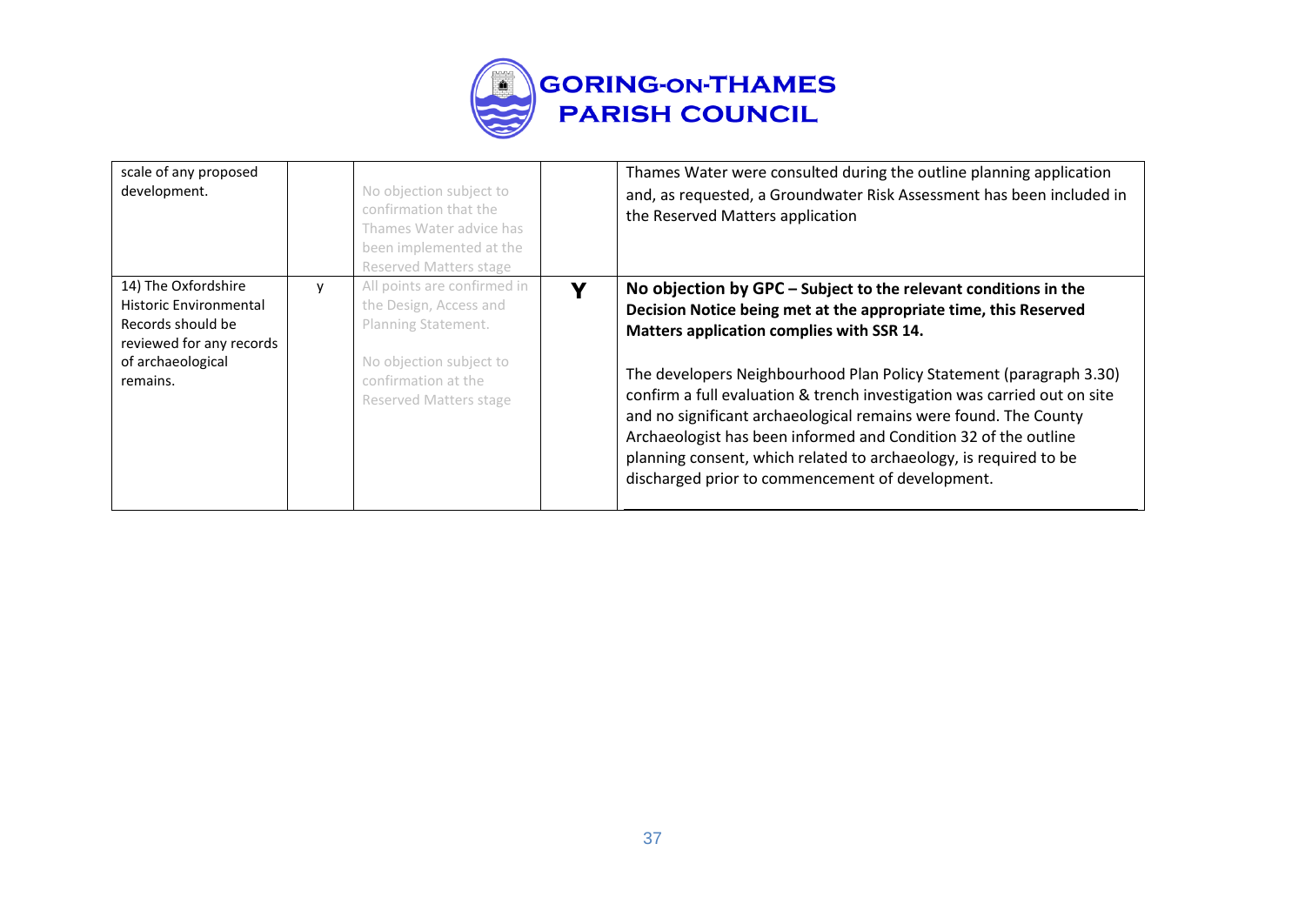| | | | | |
|---|---|---|---|---|
| scale of any proposed development. | | No objection subject to confirmation that the Thames Water advice has been implemented at the Reserved Matters stage | | Thames Water were consulted during the outline planning application and, as requested, a Groundwater Risk Assessment has been included in the Reserved Matters application |
| 14) The Oxfordshire Historic Environmental Records should be reviewed for any records of archaeological remains. | y | All points are confirmed in the Design, Access and Planning Statement.<br><br>No objection subject to confirmation at the Reserved Matters stage | **Y** | **No objection by GPC – Subject to the relevant conditions in the Decision Notice being met at the appropriate time, this Reserved Matters application complies with SSR 14.**<br><br>The developers Neighbourhood Plan Policy Statement (paragraph 3.30) confirm a full evaluation & trench investigation was carried out on site and no significant archaeological remains were found. The County Archaeologist has been informed and Condition 32 of the outline planning consent, which related to archaeology, is required to be discharged prior to commencement of development. |